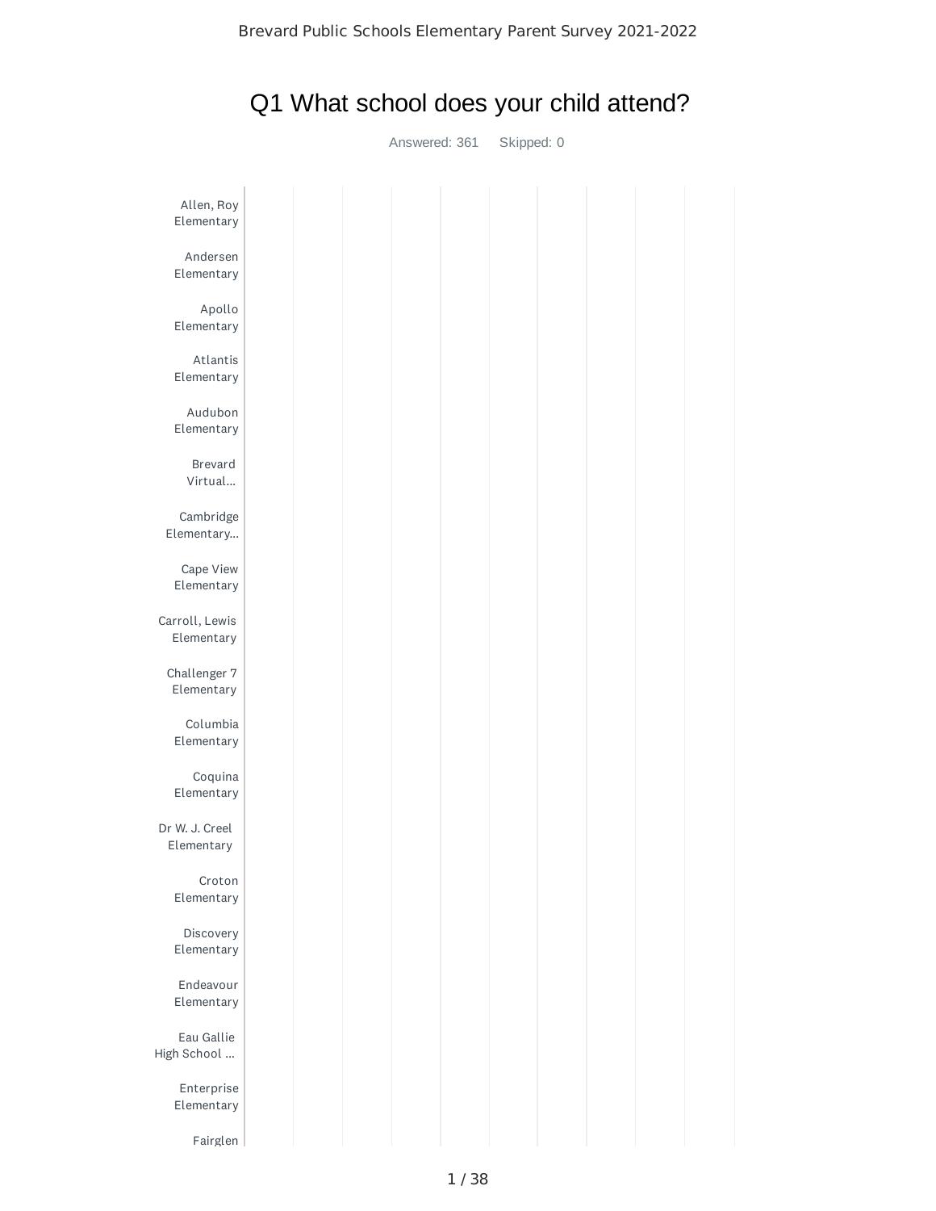# Q1 What school does your child attend?

Answered: 361 Skipped: 0

Allen, Roy Elementary

Andersen Elementary

Apollo Elementary

Atlantis Elementary

Audubon Elementary

Brevard Virtual...

Cambridge Elementary...

Cape View Elementary

Carroll, Lewis Elementary

Challenger 7 Elementary

Columbia Elementary

Coquina Elementary

Dr W. J. Creel Elementary

Croton Elementary

Discovery Elementary

Endeavour Elementary

Eau Gallie High School ...

Enterprise Elementary

Fairglen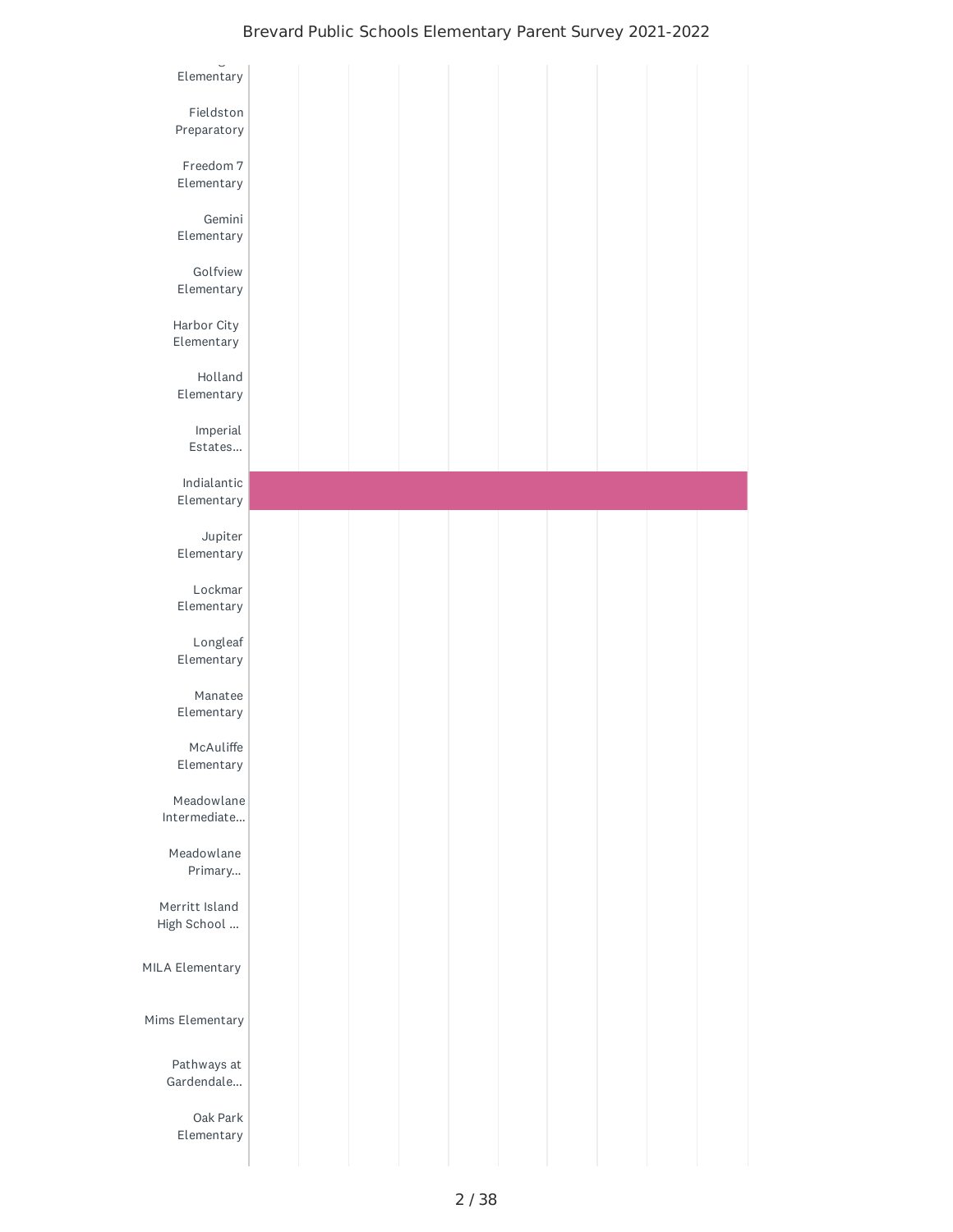Elementary

Fieldston Preparatory

Freedom 7 Elementary

Gemini Elementary

Golfview Elementary

Harbor City Elementary

Holland Elementary

Imperial Estates...

Indialantic Elementary

Jupiter Elementary

Lockmar Elementary

Longleaf Elementary

Manatee Elementary

McAuliffe Elementary

Meadowlane Intermediate...

Meadowlane Primary...

Merritt Island High School ...

MILA Elementary

Mims Elementary

Pathways at Gardendale...

Oak Park Elementary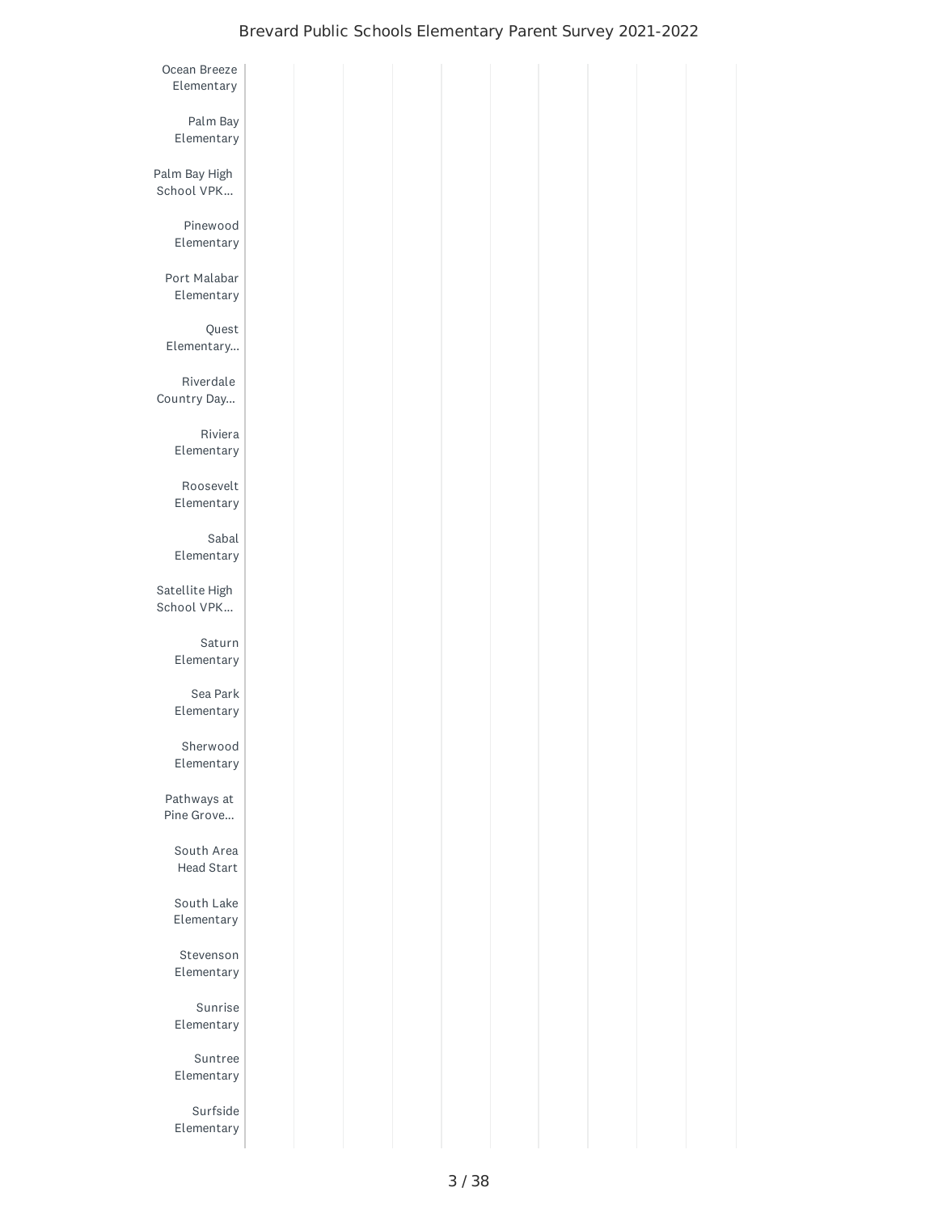Ocean Breeze Elementary

Palm Bay Elementary

Palm Bay High School VPK...

Pinewood Elementary

Port Malabar Elementary

Quest Elementary...

Riverdale Country Day...

Riviera Elementary

Roosevelt Elementary

Sabal Elementary

Satellite High School VPK...

Saturn Elementary

Sea Park Elementary

Sherwood Elementary

Pathways at Pine Grove...

South Area Head Start

South Lake Elementary

Stevenson Elementary

Sunrise Elementary

Suntree Elementary

Surfside Elementary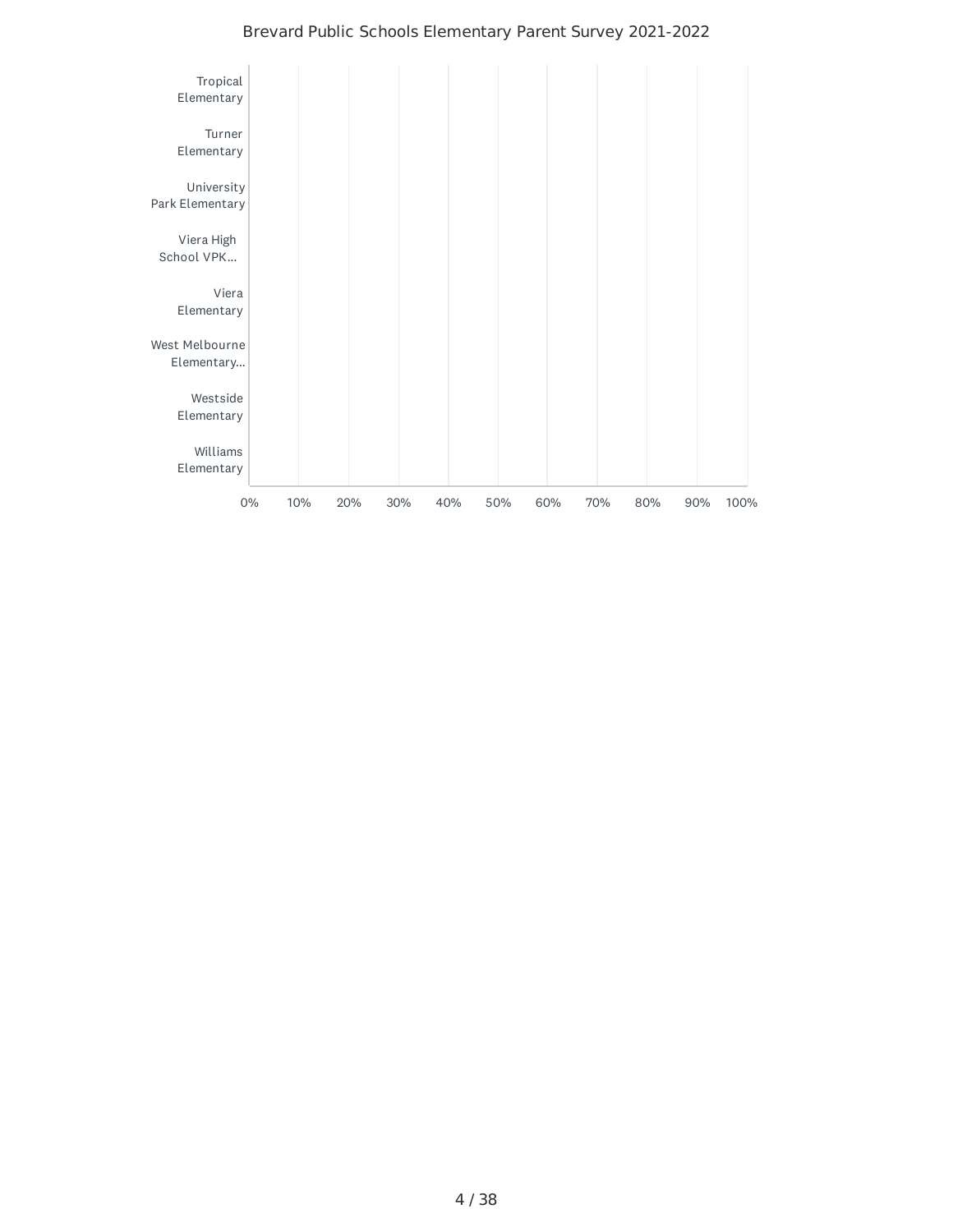Tropical Elementary

Turner Elementary

University Park Elementary

Viera High School VPK...

Viera Elementary

West Melbourne Elementary...

Westside Elementary

Williams Elementary

0% 10% 20% 30% 40% 50% 60% 70% 80% 90% 100%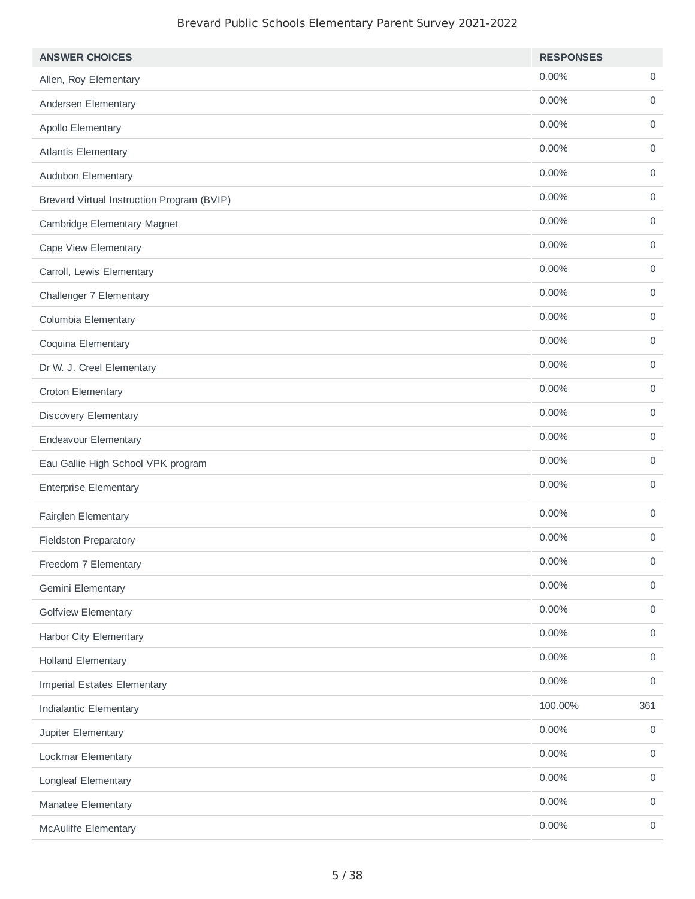| ANSWER CHOICES | RESPONSES | |
|---|---|---|
| Allen, Roy Elementary | 0.00% | 0 |
| Andersen Elementary | 0.00% | 0 |
| Apollo Elementary | 0.00% | 0 |
| Atlantis Elementary | 0.00% | 0 |
| Audubon Elementary | 0.00% | 0 |
| Brevard Virtual Instruction Program (BVIP) | 0.00% | 0 |
| Cambridge Elementary Magnet | 0.00% | 0 |
| Cape View Elementary | 0.00% | 0 |
| Carroll, Lewis Elementary | 0.00% | 0 |
| Challenger 7 Elementary | 0.00% | 0 |
| Columbia Elementary | 0.00% | 0 |
| Coquina Elementary | 0.00% | 0 |
| Dr W. J. Creel Elementary | 0.00% | 0 |
| Croton Elementary | 0.00% | 0 |
| Discovery Elementary | 0.00% | 0 |
| Endeavour Elementary | 0.00% | 0 |
| Eau Gallie High School VPK program | 0.00% | 0 |
| Enterprise Elementary | 0.00% | 0 |
| Fairglen Elementary | 0.00% | 0 |
| Fieldston Preparatory | 0.00% | 0 |
| Freedom 7 Elementary | 0.00% | 0 |
| Gemini Elementary | 0.00% | 0 |
| Golfview Elementary | 0.00% | 0 |
| Harbor City Elementary | 0.00% | 0 |
| Holland Elementary | 0.00% | 0 |
| Imperial Estates Elementary | 0.00% | 0 |
| Indialantic Elementary | 100.00% | 361 |
| Jupiter Elementary | 0.00% | 0 |
| Lockmar Elementary | 0.00% | 0 |
| Longleaf Elementary | 0.00% | 0 |
| Manatee Elementary | 0.00% | 0 |
| McAuliffe Elementary | 0.00% | 0 |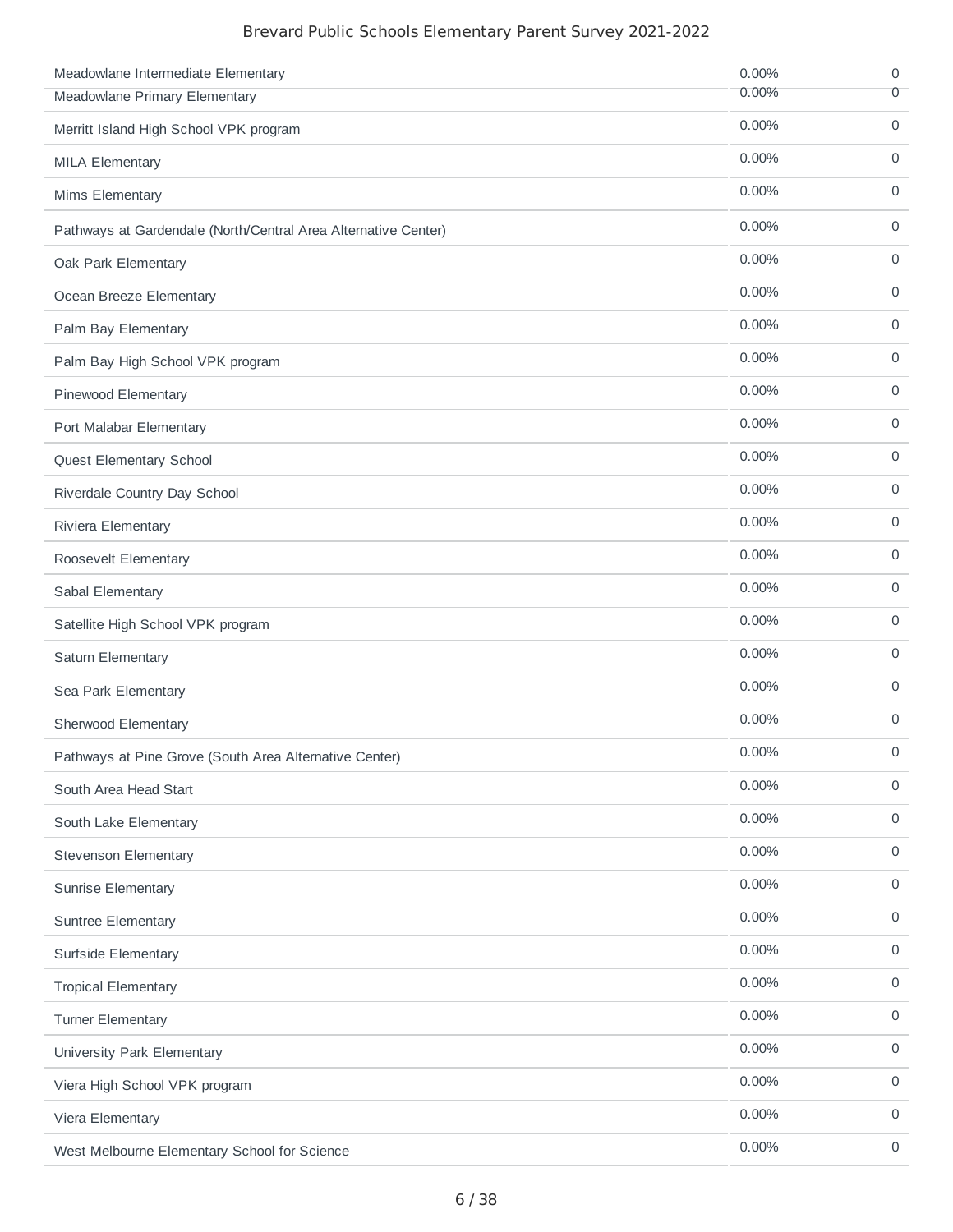| | | |
|---|---|---|
| Meadowlane Intermediate Elementary | 0.00% | 0 |
| Meadowlane Primary Elementary | 0.00% | 0 |
| Merritt Island High School VPK program | 0.00% | 0 |
| MILA Elementary | 0.00% | 0 |
| Mims Elementary | 0.00% | 0 |
| Pathways at Gardendale (North/Central Area Alternative Center) | 0.00% | 0 |
| Oak Park Elementary | 0.00% | 0 |
| Ocean Breeze Elementary | 0.00% | 0 |
| Palm Bay Elementary | 0.00% | 0 |
| Palm Bay High School VPK program | 0.00% | 0 |
| Pinewood Elementary | 0.00% | 0 |
| Port Malabar Elementary | 0.00% | 0 |
| Quest Elementary School | 0.00% | 0 |
| Riverdale Country Day School | 0.00% | 0 |
| Riviera Elementary | 0.00% | 0 |
| Roosevelt Elementary | 0.00% | 0 |
| Sabal Elementary | 0.00% | 0 |
| Satellite High School VPK program | 0.00% | 0 |
| Saturn Elementary | 0.00% | 0 |
| Sea Park Elementary | 0.00% | 0 |
| Sherwood Elementary | 0.00% | 0 |
| Pathways at Pine Grove (South Area Alternative Center) | 0.00% | 0 |
| South Area Head Start | 0.00% | 0 |
| South Lake Elementary | 0.00% | 0 |
| Stevenson Elementary | 0.00% | 0 |
| Sunrise Elementary | 0.00% | 0 |
| Suntree Elementary | 0.00% | 0 |
| Surfside Elementary | 0.00% | 0 |
| Tropical Elementary | 0.00% | 0 |
| Turner Elementary | 0.00% | 0 |
| University Park Elementary | 0.00% | 0 |
| Viera High School VPK program | 0.00% | 0 |
| Viera Elementary | 0.00% | 0 |
| West Melbourne Elementary School for Science | 0.00% | 0 |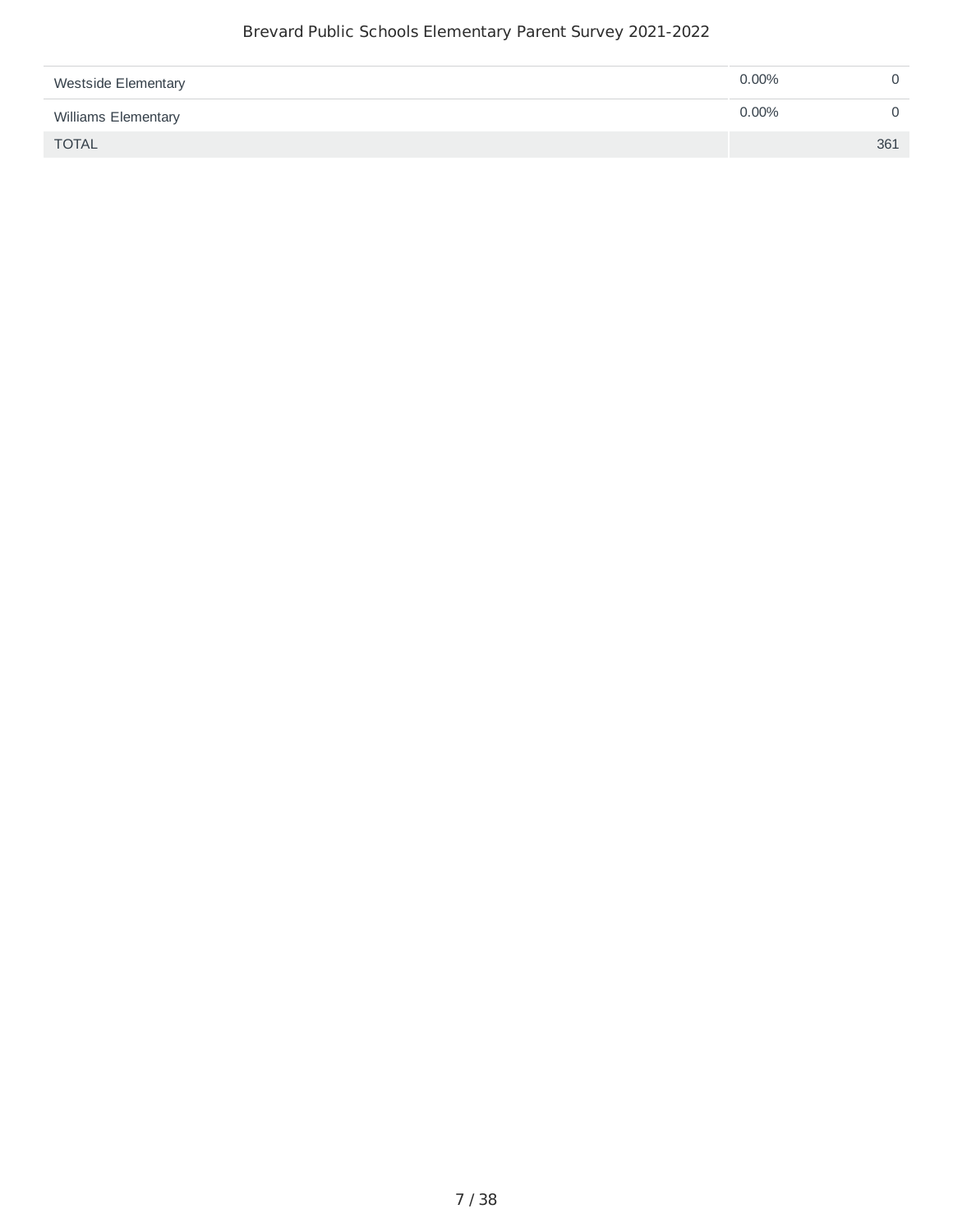| | | |
|---|---|---|
| Westside Elementary | 0.00% | 0 |
| Williams Elementary | 0.00% | 0 |
| TOTAL | | 361 |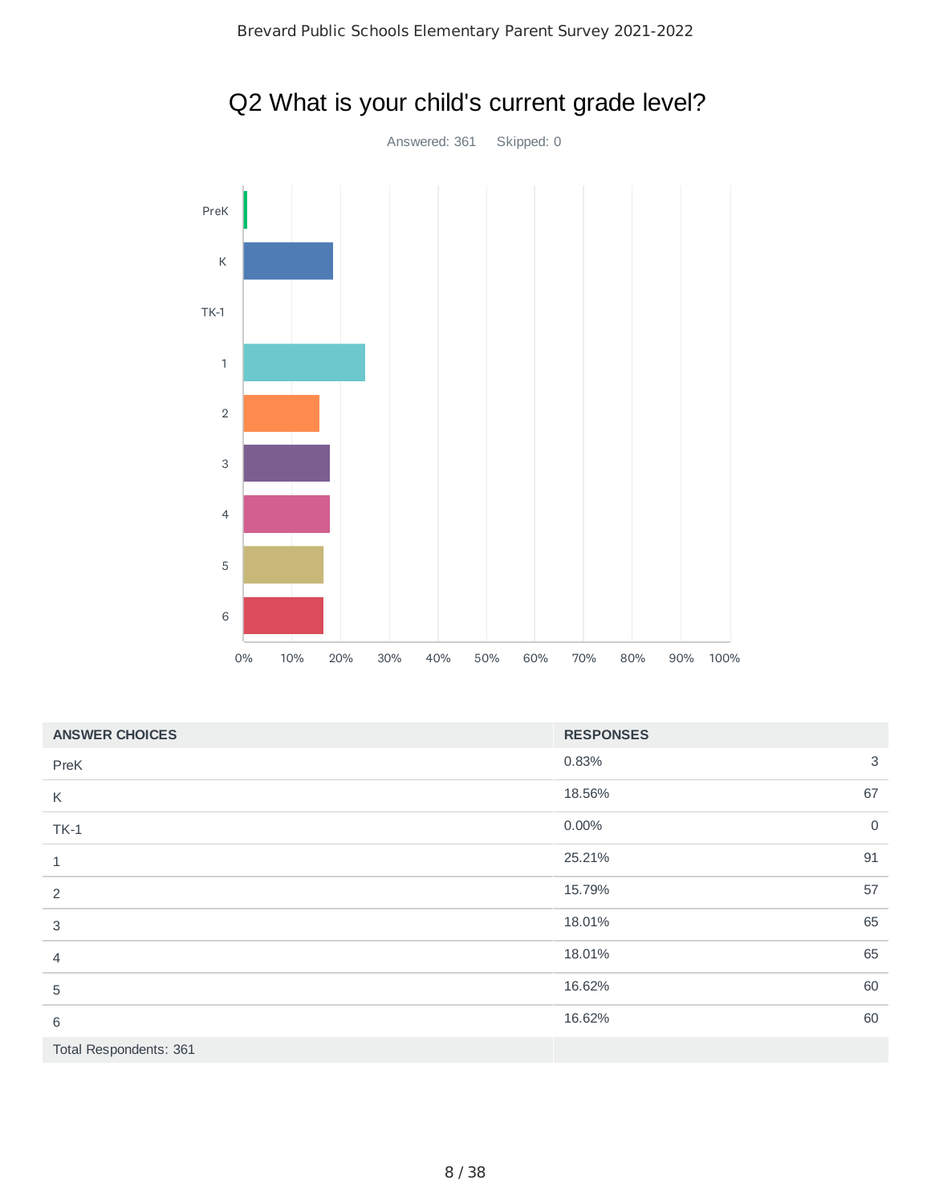# Q2 What is your child's current grade level?

Answered: 361    Skipped: 0

| ANSWER CHOICES | RESPONSES | |
|---|---|---|
| PreK | 0.83% | 3 |
| K | 18.56% | 67 |
| TK-1 | 0.00% | 0 |
| 1 | 25.21% | 91 |
| 2 | 15.79% | 57 |
| 3 | 18.01% | 65 |
| 4 | 18.01% | 65 |
| 5 | 16.62% | 60 |
| 6 | 16.62% | 60 |
| Total Respondents: 361 | | |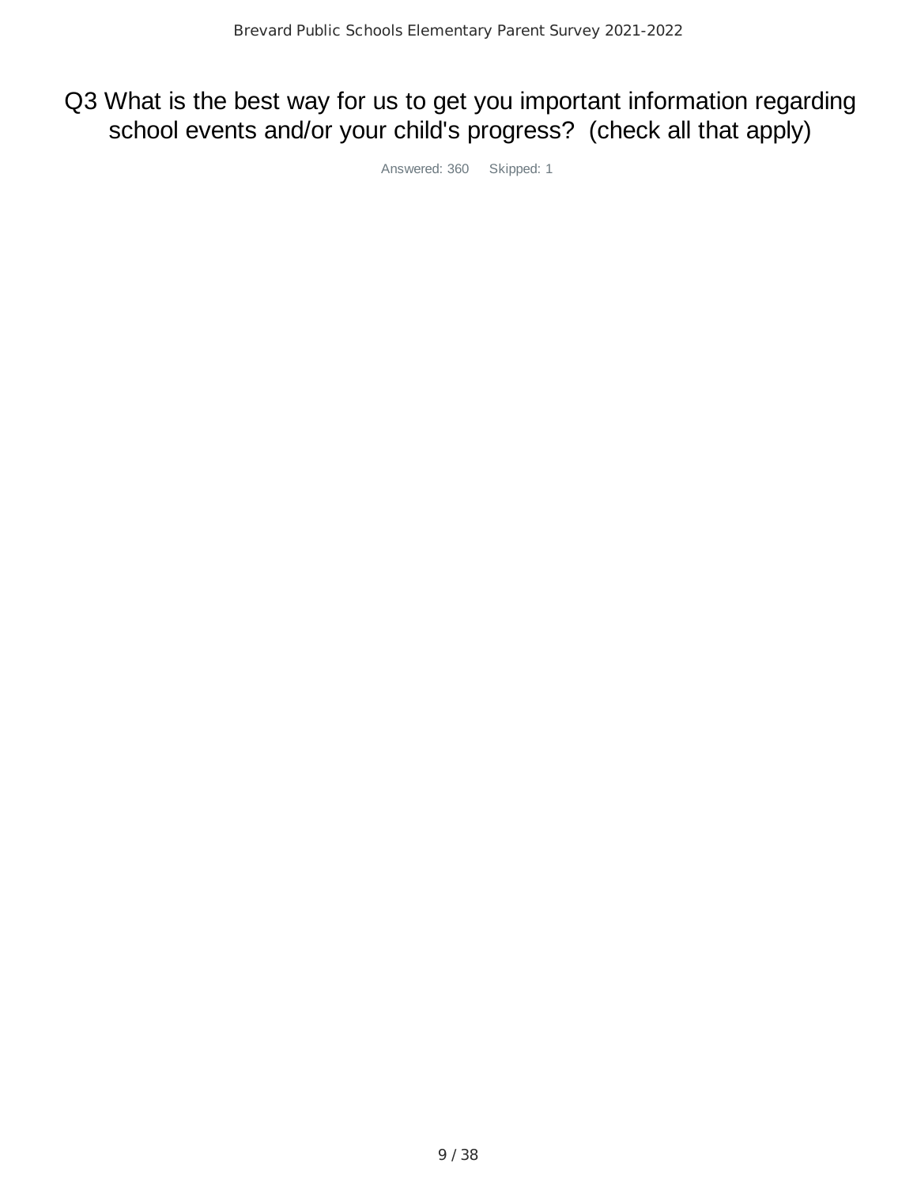# Q3 What is the best way for us to get you important information regarding school events and/or your child's progress? (check all that apply)

Answered: 360 Skipped: 1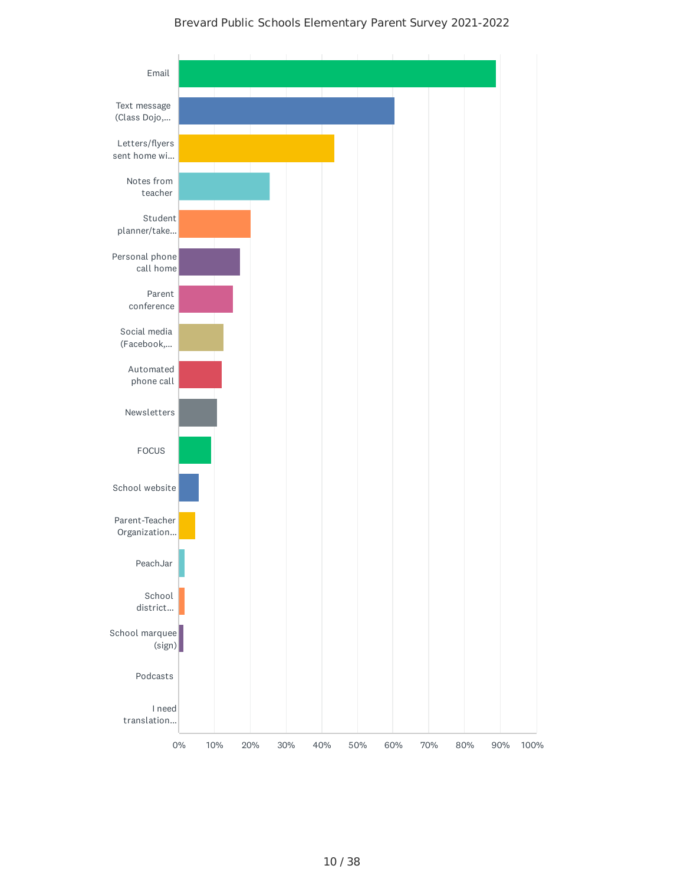# Brevard Public Schools Elementary Parent Survey 2021-2022

| Response | Approx. % |
|---|---|
| Email | ~89% |
| Text message (Class Dojo,... | ~60% |
| Letters/flyers sent home wi... | ~43% |
| Notes from teacher | ~25% |
| Student planner/take... | ~20% |
| Personal phone call home | ~17% |
| Parent conference | ~15% |
| Social media (Facebook,... | ~12% |
| Automated phone call | ~12% |
| Newsletters | ~11% |
| FOCUS | ~9% |
| School website | ~5% |
| Parent-Teacher Organization... | ~4% |
| PeachJar | ~2% |
| School district... | ~2% |
| School marquee (sign) | ~1% |
| Podcasts | 0% |
| I need translation... | 0% |

Axis: 0% 10% 20% 30% 40% 50% 60% 70% 80% 90% 100%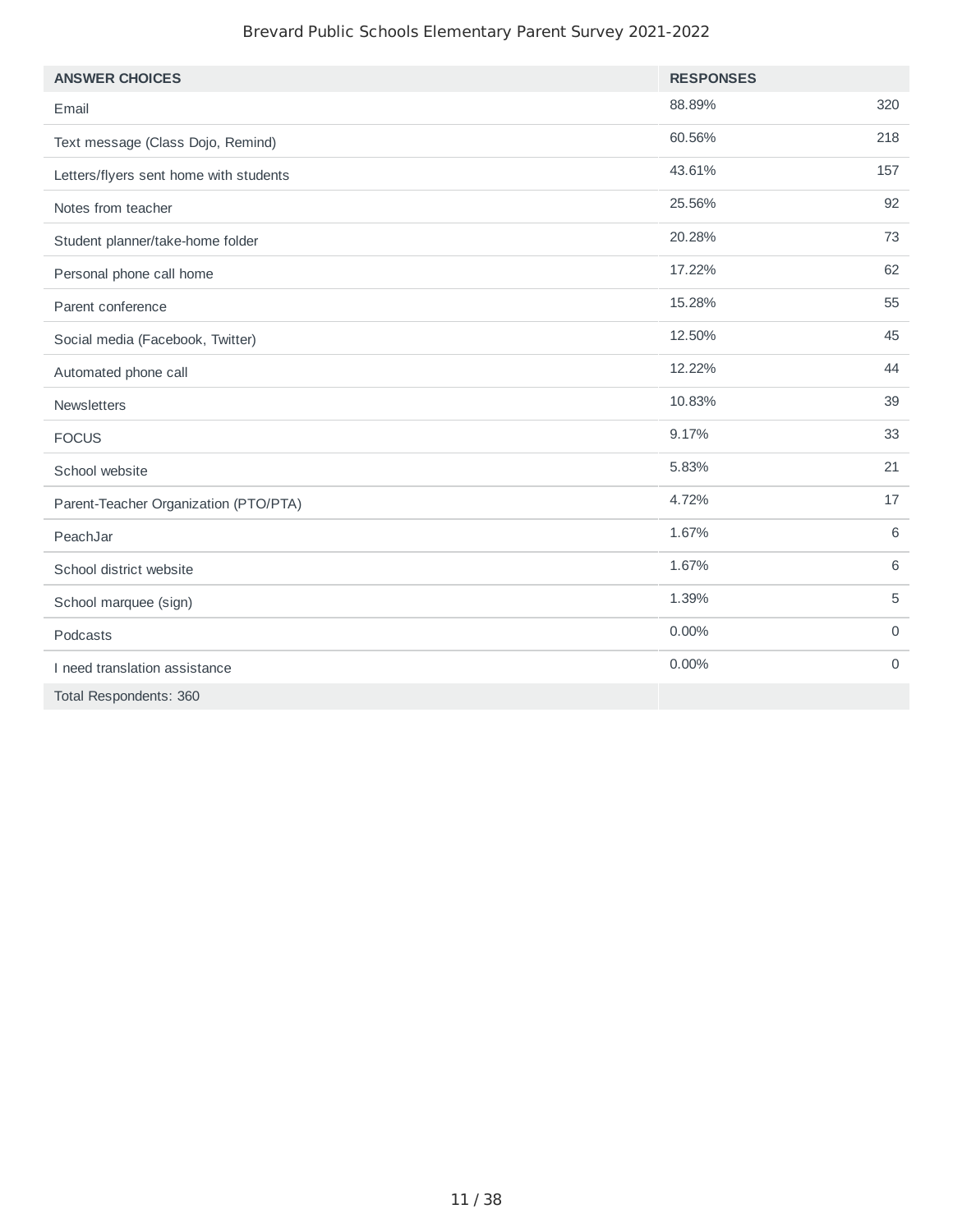| ANSWER CHOICES | RESPONSES | |
|---|---|---|
| Email | 88.89% | 320 |
| Text message (Class Dojo, Remind) | 60.56% | 218 |
| Letters/flyers sent home with students | 43.61% | 157 |
| Notes from teacher | 25.56% | 92 |
| Student planner/take-home folder | 20.28% | 73 |
| Personal phone call home | 17.22% | 62 |
| Parent conference | 15.28% | 55 |
| Social media (Facebook, Twitter) | 12.50% | 45 |
| Automated phone call | 12.22% | 44 |
| Newsletters | 10.83% | 39 |
| FOCUS | 9.17% | 33 |
| School website | 5.83% | 21 |
| Parent-Teacher Organization (PTO/PTA) | 4.72% | 17 |
| PeachJar | 1.67% | 6 |
| School district website | 1.67% | 6 |
| School marquee (sign) | 1.39% | 5 |
| Podcasts | 0.00% | 0 |
| I need translation assistance | 0.00% | 0 |
| Total Respondents: 360 | | |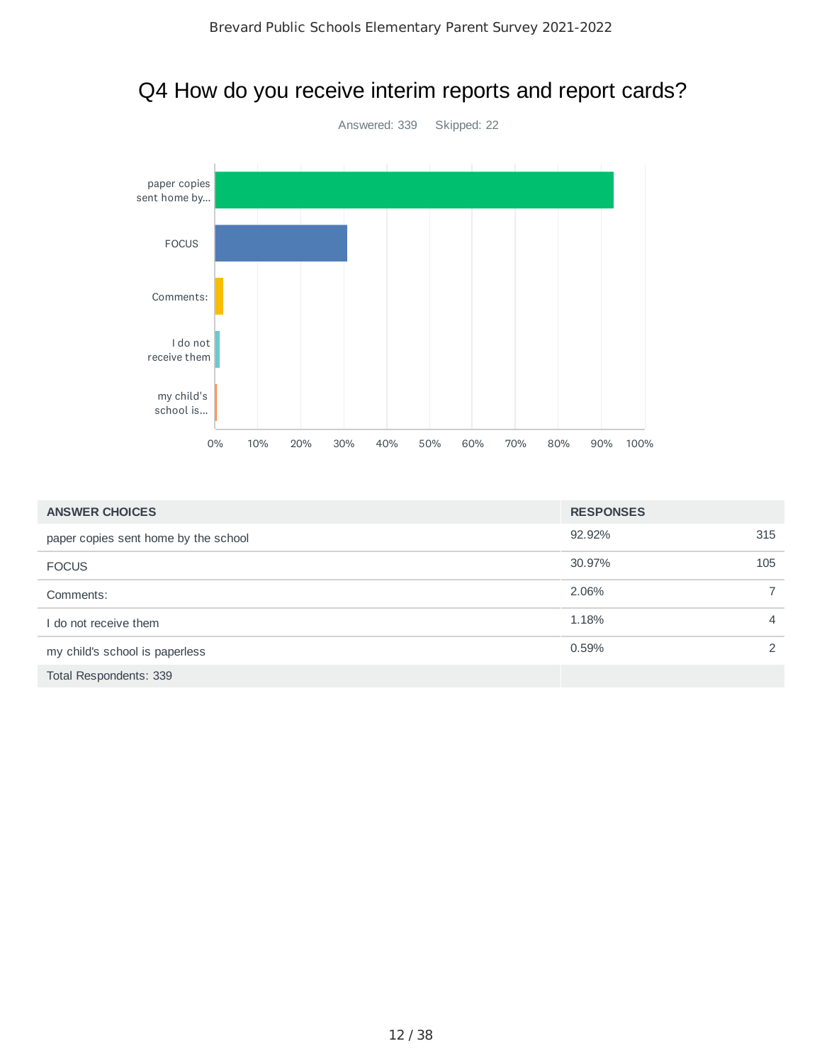# Q4 How do you receive interim reports and report cards?

Answered: 339 Skipped: 22

| ANSWER CHOICES | RESPONSES | |
|---|---|---|
| paper copies sent home by the school | 92.92% | 315 |
| FOCUS | 30.97% | 105 |
| Comments: | 2.06% | 7 |
| I do not receive them | 1.18% | 4 |
| my child's school is paperless | 0.59% | 2 |
| Total Respondents: 339 | | |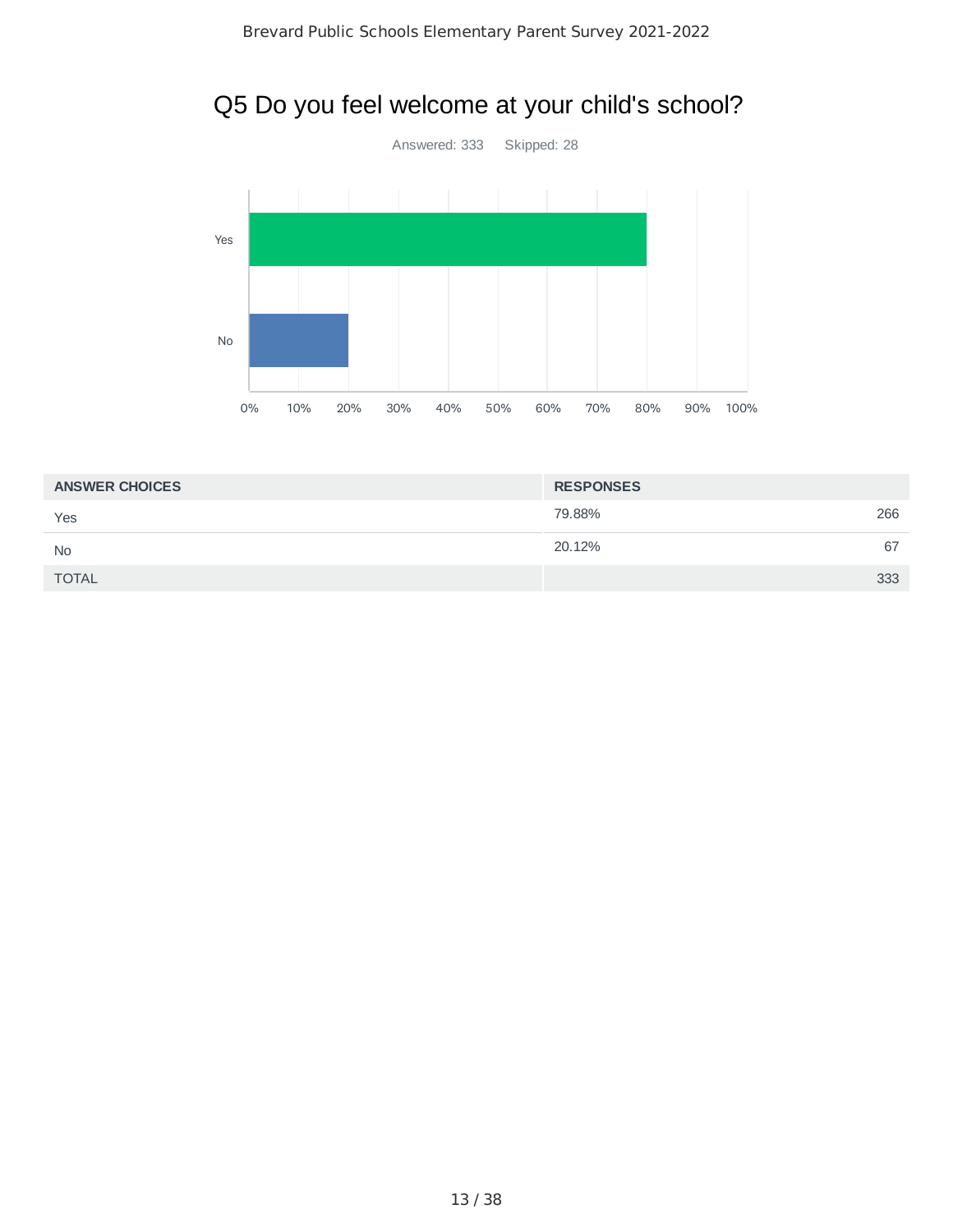# Q5 Do you feel welcome at your child's school?

Answered: 333 Skipped: 28

| ANSWER CHOICES | RESPONSES | |
|---|---|---|
| Yes | 79.88% | 266 |
| No | 20.12% | 67 |
| TOTAL | | 333 |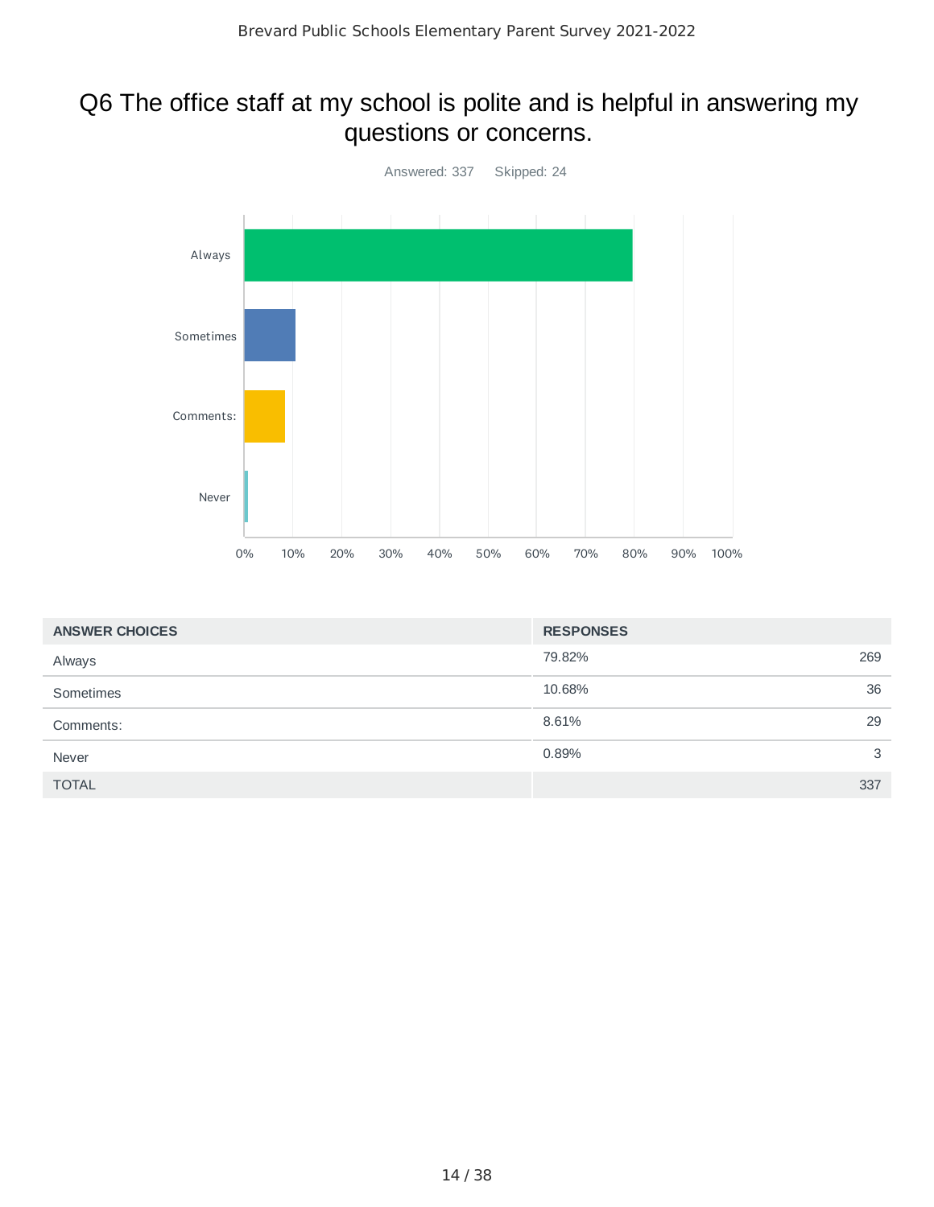## Q6 The office staff at my school is polite and is helpful in answering my questions or concerns.

Answered: 337 Skipped: 24

| ANSWER CHOICES | RESPONSES | |
|---|---|---|
| Always | 79.82% | 269 |
| Sometimes | 10.68% | 36 |
| Comments: | 8.61% | 29 |
| Never | 0.89% | 3 |
| TOTAL | | 337 |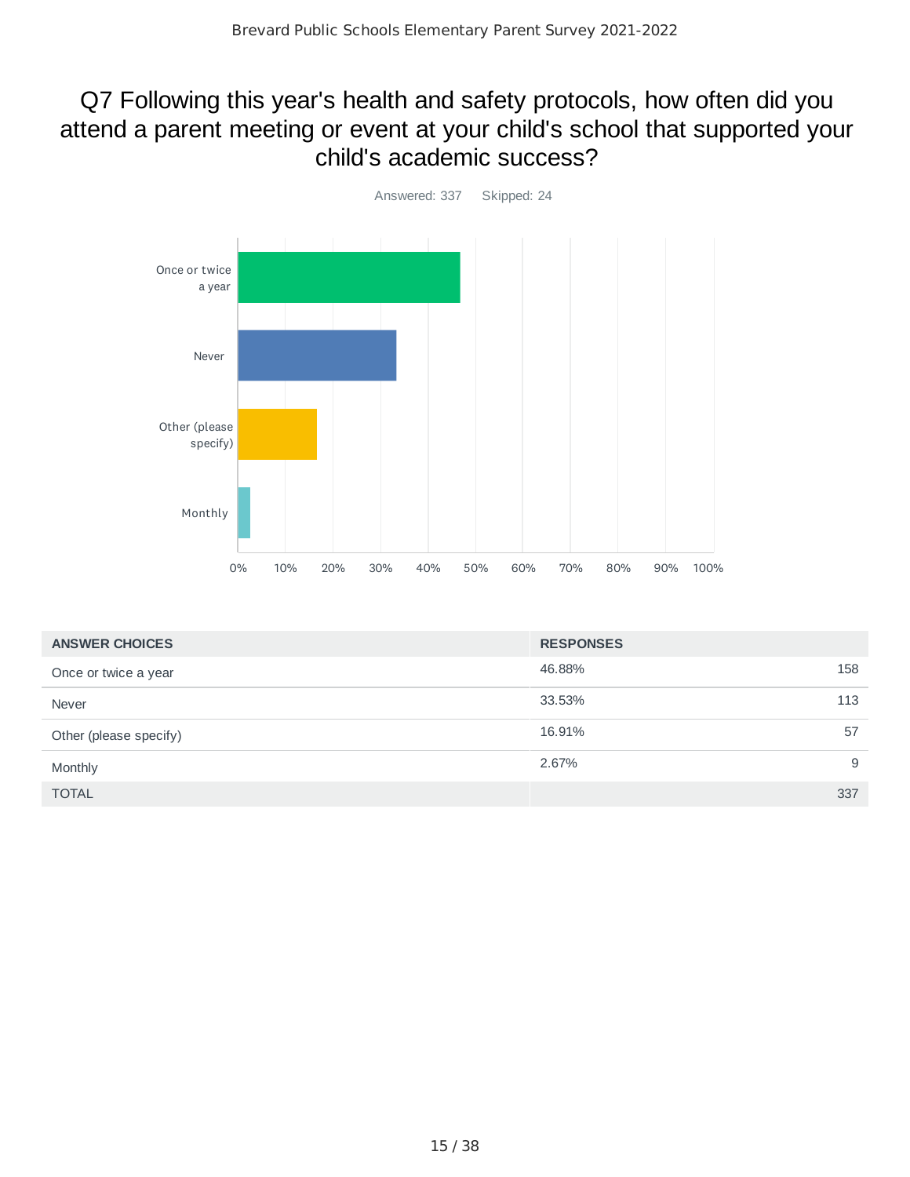# Q7 Following this year's health and safety protocols, how often did you attend a parent meeting or event at your child's school that supported your child's academic success?

Answered: 337 Skipped: 24

| ANSWER CHOICES | RESPONSES | |
| --- | --- | --- |
| Once or twice a year | 46.88% | 158 |
| Never | 33.53% | 113 |
| Other (please specify) | 16.91% | 57 |
| Monthly | 2.67% | 9 |
| TOTAL | | 337 |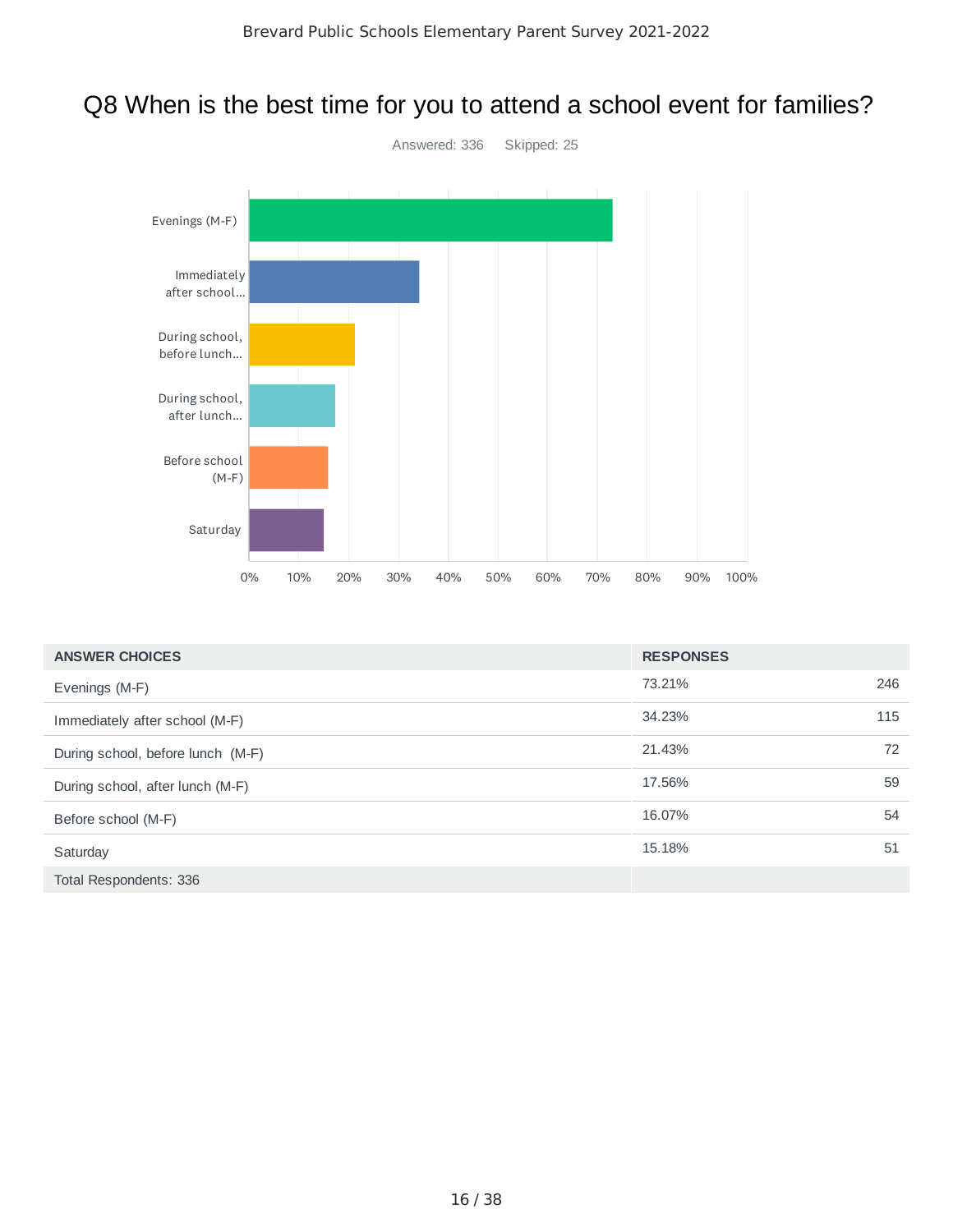# Q8 When is the best time for you to attend a school event for families?

Answered: 336 Skipped: 25

| ANSWER CHOICES | RESPONSES | |
|---|---|---|
| Evenings (M-F) | 73.21% | 246 |
| Immediately after school (M-F) | 34.23% | 115 |
| During school, before lunch (M-F) | 21.43% | 72 |
| During school, after lunch (M-F) | 17.56% | 59 |
| Before school (M-F) | 16.07% | 54 |
| Saturday | 15.18% | 51 |
| Total Respondents: 336 | | |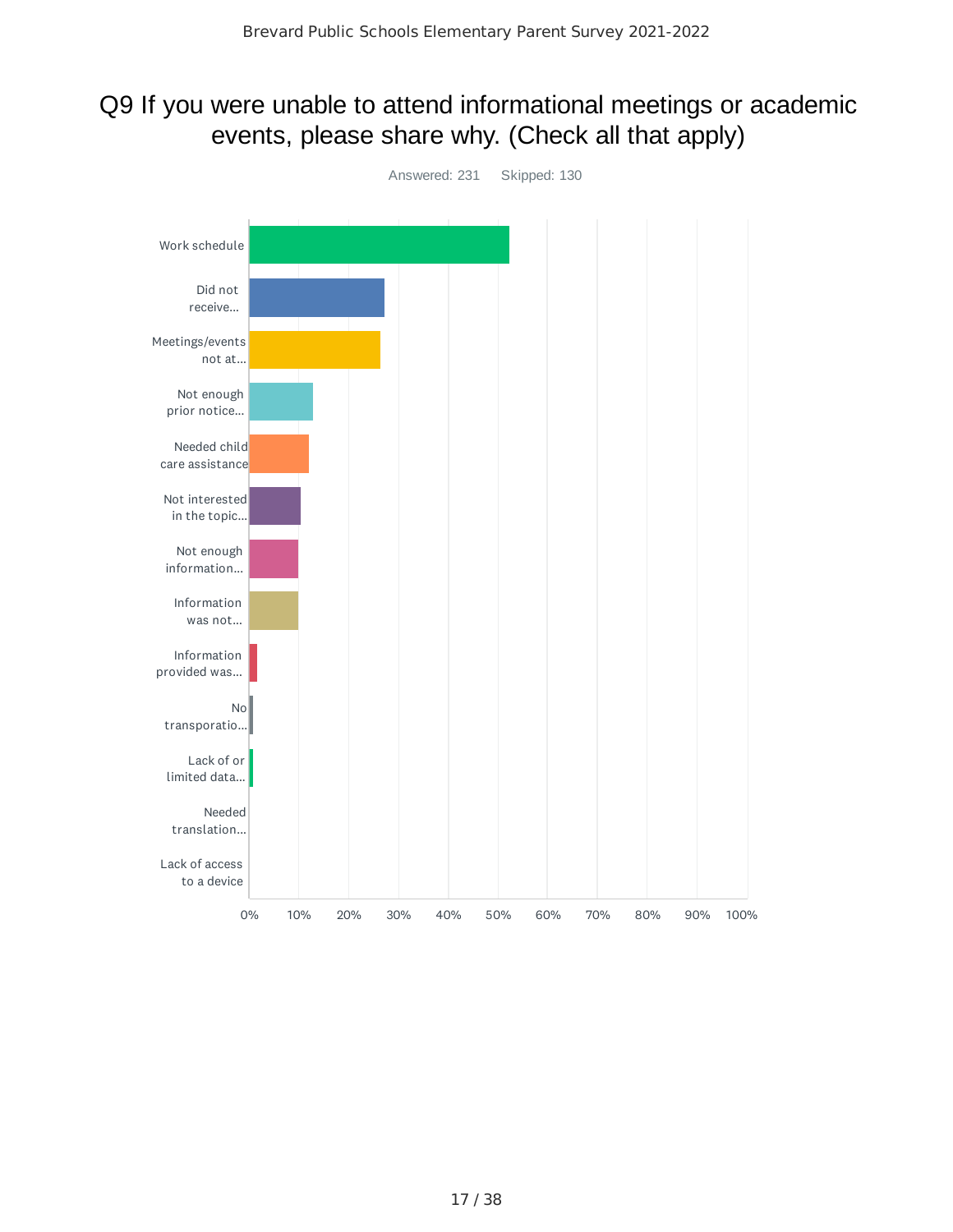# Q9 If you were unable to attend informational meetings or academic events, please share why. (Check all that apply)

Answered: 231 Skipped: 130

- Work schedule
- Did not receive...
- Meetings/events not at...
- Not enough prior notice...
- Needed child care assistance
- Not interested in the topic...
- Not enough information...
- Information was not...
- Information provided was...
- No transporatio...
- Lack of or limited data...
- Needed translation...
- Lack of access to a device

0% 10% 20% 30% 40% 50% 60% 70% 80% 90% 100%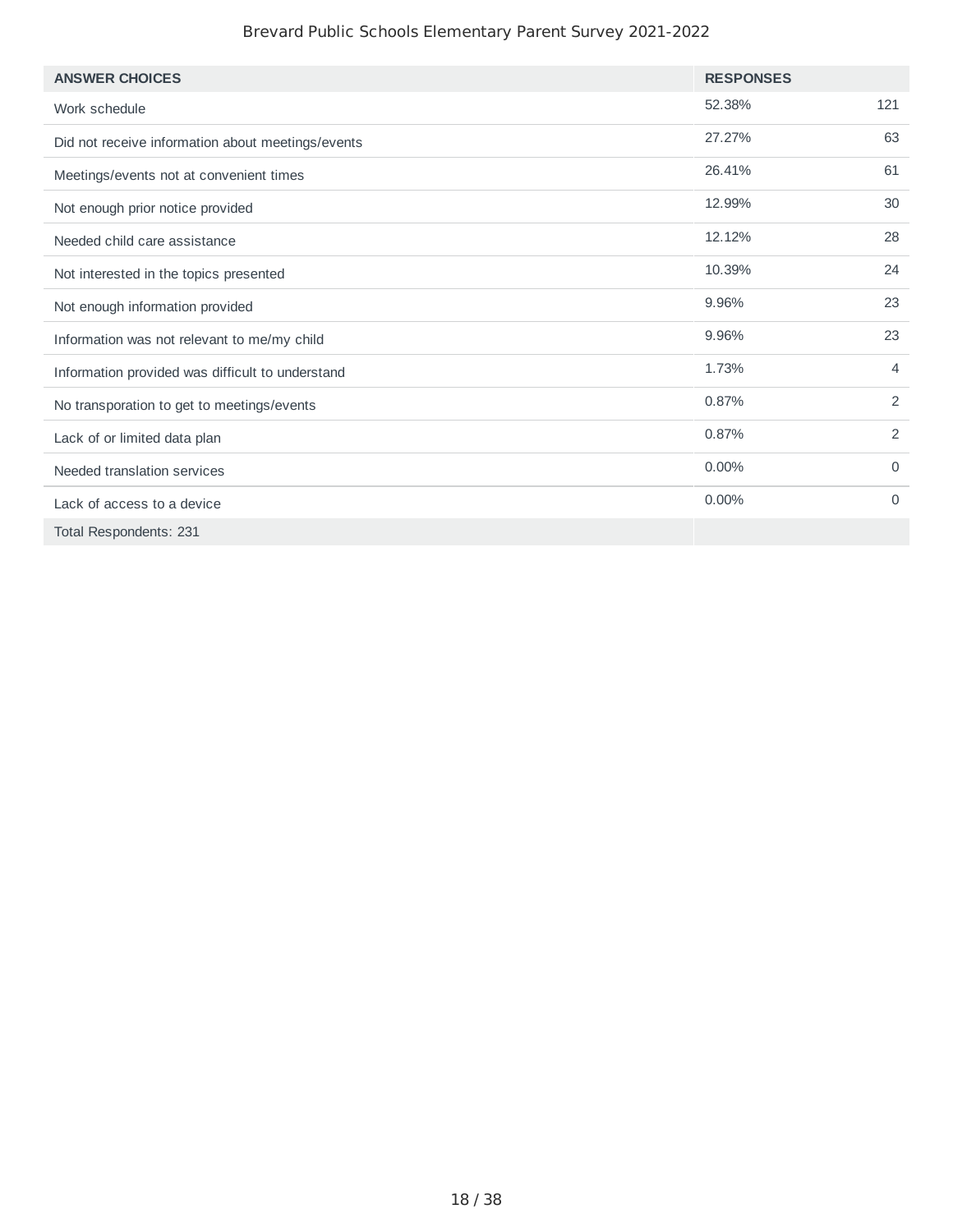| ANSWER CHOICES | RESPONSES | |
|---|---|---|
| Work schedule | 52.38% | 121 |
| Did not receive information about meetings/events | 27.27% | 63 |
| Meetings/events not at convenient times | 26.41% | 61 |
| Not enough prior notice provided | 12.99% | 30 |
| Needed child care assistance | 12.12% | 28 |
| Not interested in the topics presented | 10.39% | 24 |
| Not enough information provided | 9.96% | 23 |
| Information was not relevant to me/my child | 9.96% | 23 |
| Information provided was difficult to understand | 1.73% | 4 |
| No transporation to get to meetings/events | 0.87% | 2 |
| Lack of or limited data plan | 0.87% | 2 |
| Needed translation services | 0.00% | 0 |
| Lack of access to a device | 0.00% | 0 |
| Total Respondents: 231 | | |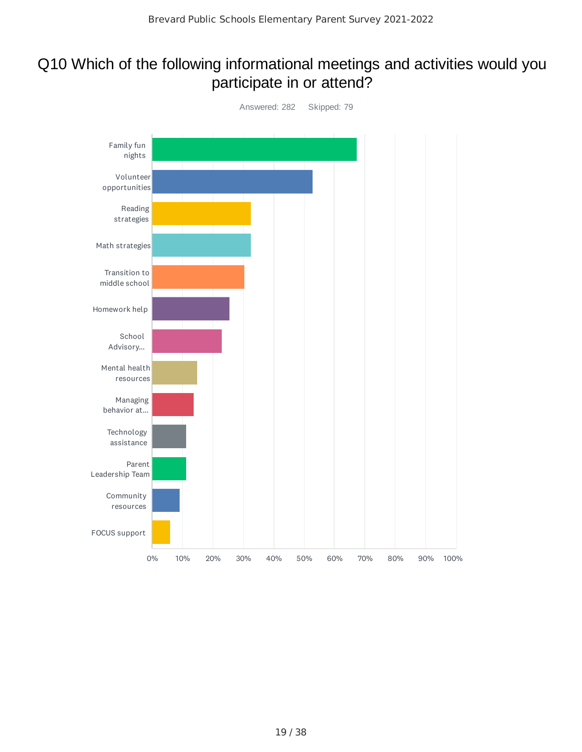# Q10 Which of the following informational meetings and activities would you participate in or attend?

Answered: 282 Skipped: 79

| Option |
| --- |
| Family fun nights |
| Volunteer opportunities |
| Reading strategies |
| Math strategies |
| Transition to middle school |
| Homework help |
| School Advisory... |
| Mental health resources |
| Managing behavior at... |
| Technology assistance |
| Parent Leadership Team |
| Community resources |
| FOCUS support |

0% 10% 20% 30% 40% 50% 60% 70% 80% 90% 100%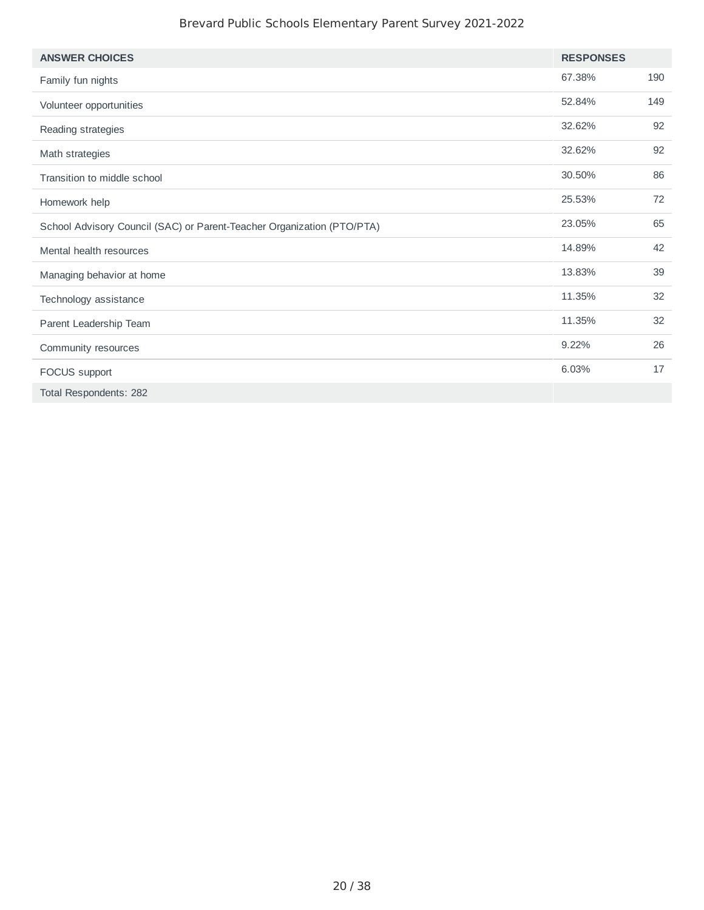| ANSWER CHOICES | RESPONSES | |
|---|---|---|
| Family fun nights | 67.38% | 190 |
| Volunteer opportunities | 52.84% | 149 |
| Reading strategies | 32.62% | 92 |
| Math strategies | 32.62% | 92 |
| Transition to middle school | 30.50% | 86 |
| Homework help | 25.53% | 72 |
| School Advisory Council (SAC) or Parent-Teacher Organization (PTO/PTA) | 23.05% | 65 |
| Mental health resources | 14.89% | 42 |
| Managing behavior at home | 13.83% | 39 |
| Technology assistance | 11.35% | 32 |
| Parent Leadership Team | 11.35% | 32 |
| Community resources | 9.22% | 26 |
| FOCUS support | 6.03% | 17 |
| Total Respondents: 282 | | |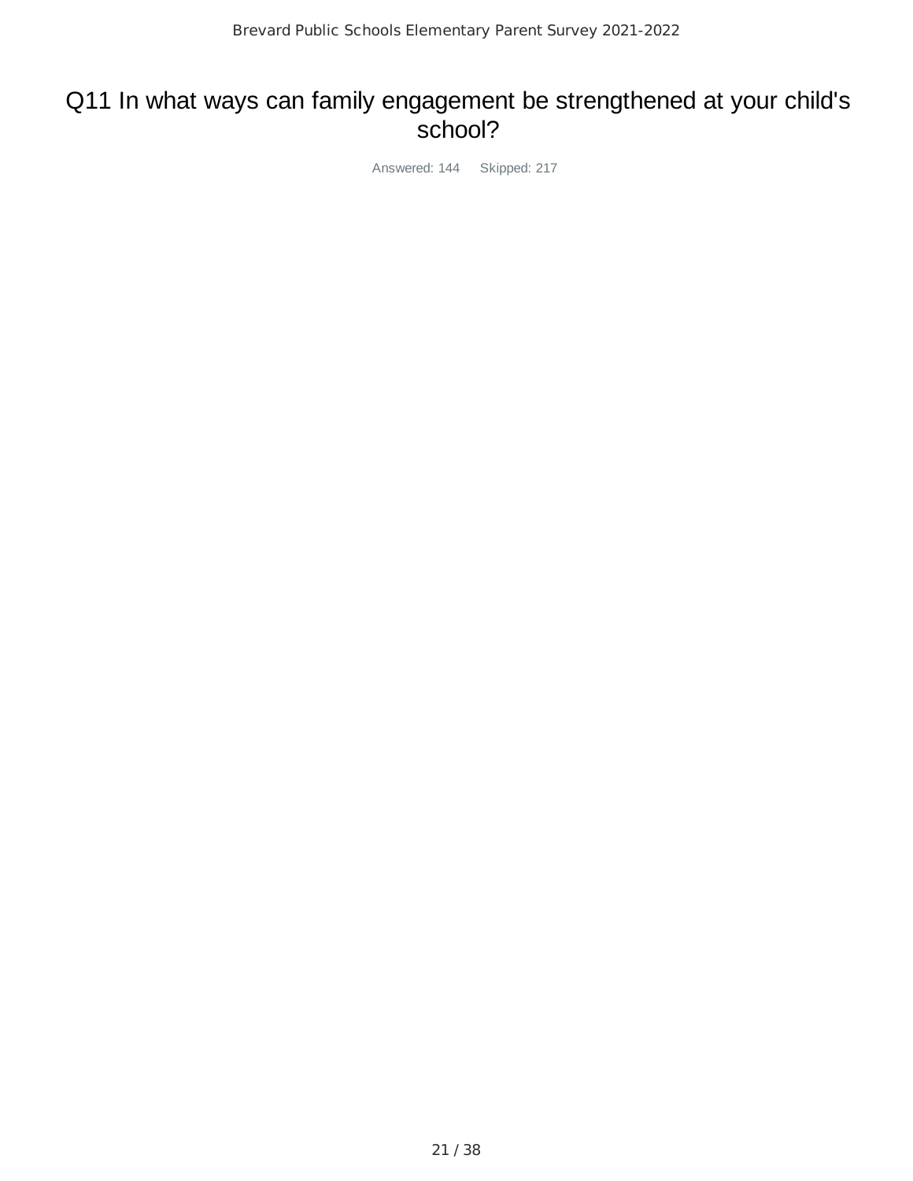# Q11 In what ways can family engagement be strengthened at your child's school?

Answered: 144 Skipped: 217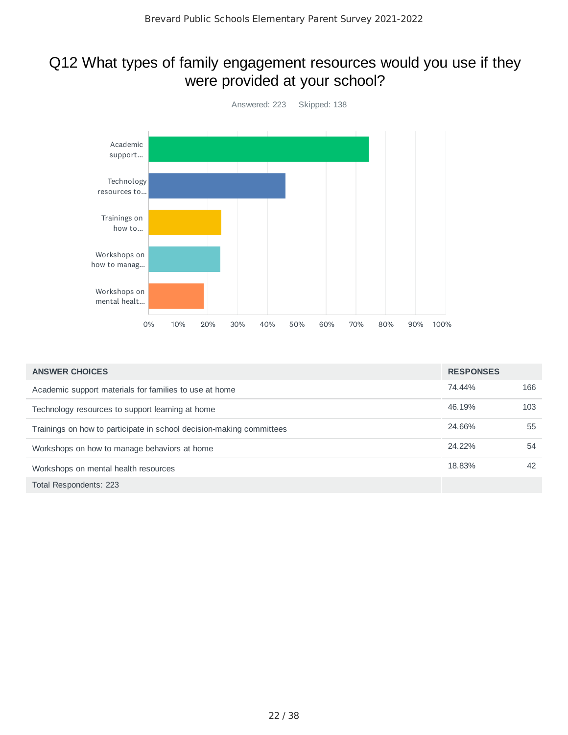## Q12 What types of family engagement resources would you use if they were provided at your school?

Answered: 223 Skipped: 138

| ANSWER CHOICES | RESPONSES | |
|---|---|---|
| Academic support materials for families to use at home | 74.44% | 166 |
| Technology resources to support learning at home | 46.19% | 103 |
| Trainings on how to participate in school decision-making committees | 24.66% | 55 |
| Workshops on how to manage behaviors at home | 24.22% | 54 |
| Workshops on mental health resources | 18.83% | 42 |
| Total Respondents: 223 | | |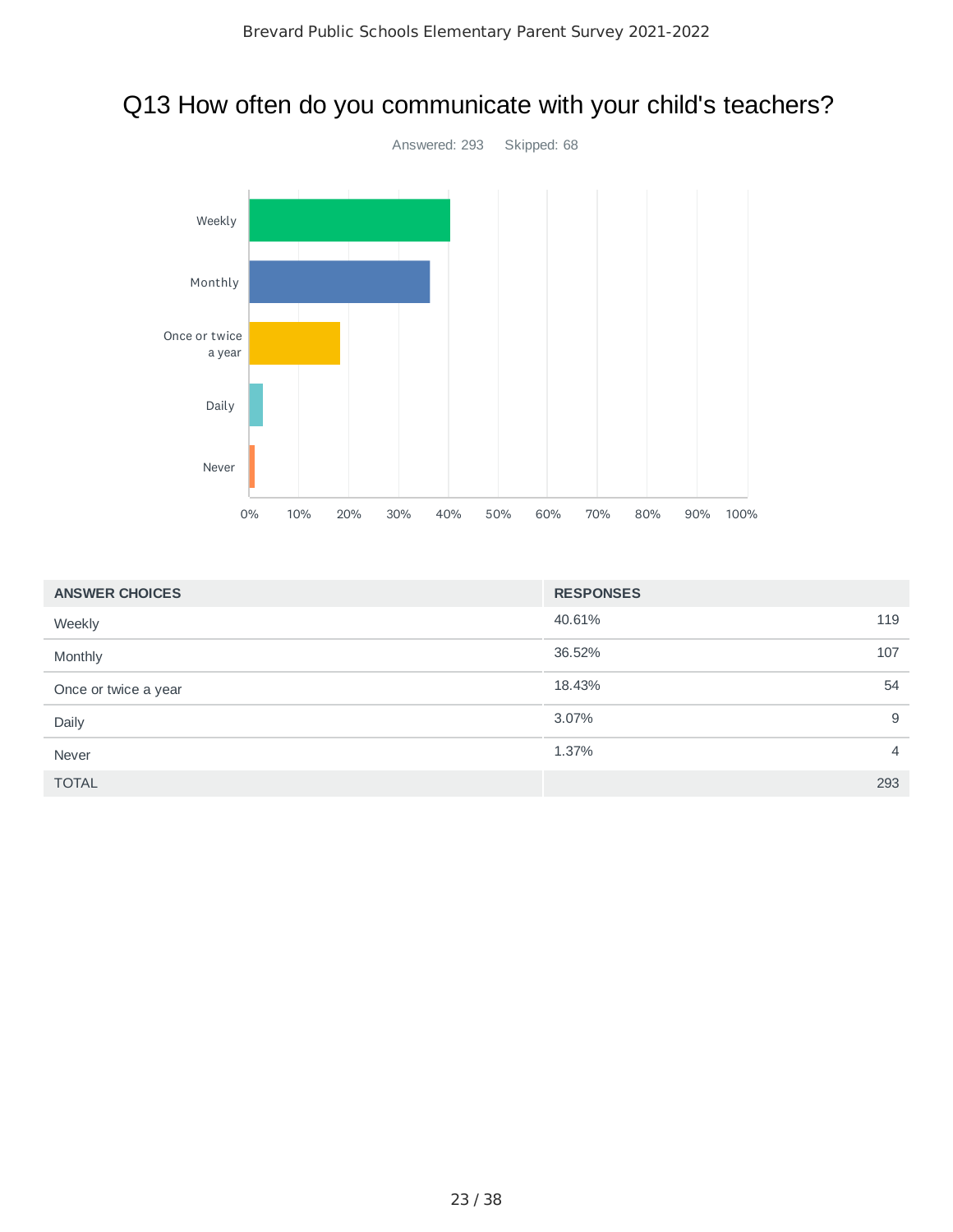# Q13 How often do you communicate with your child's teachers?

Answered: 293    Skipped: 68

| ANSWER CHOICES | RESPONSES | |
|---|---|---|
| Weekly | 40.61% | 119 |
| Monthly | 36.52% | 107 |
| Once or twice a year | 18.43% | 54 |
| Daily | 3.07% | 9 |
| Never | 1.37% | 4 |
| TOTAL | | 293 |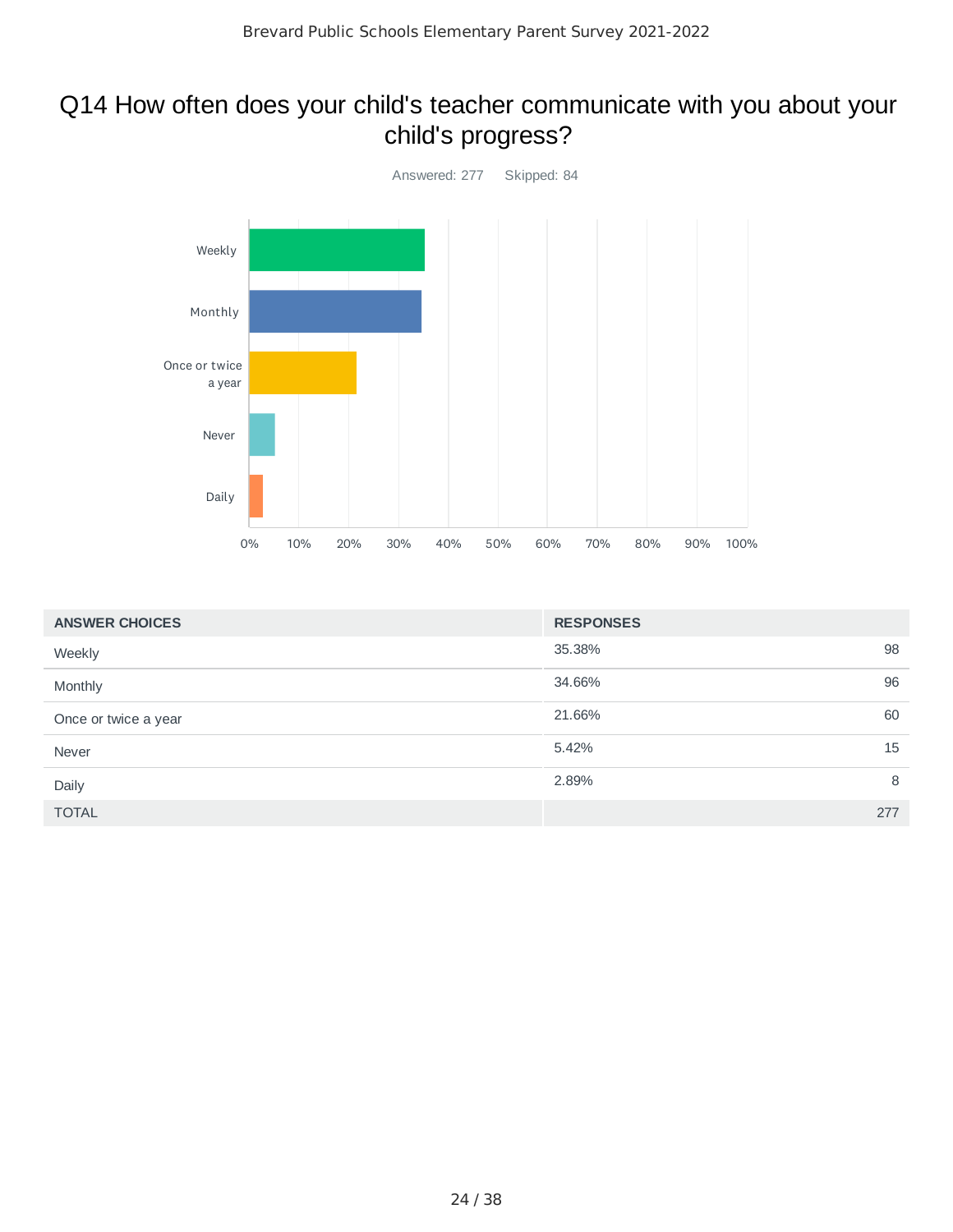## Q14 How often does your child's teacher communicate with you about your child's progress?

Answered: 277 Skipped: 84

| ANSWER CHOICES | RESPONSES | |
|---|---|---|
| Weekly | 35.38% | 98 |
| Monthly | 34.66% | 96 |
| Once or twice a year | 21.66% | 60 |
| Never | 5.42% | 15 |
| Daily | 2.89% | 8 |
| TOTAL | | 277 |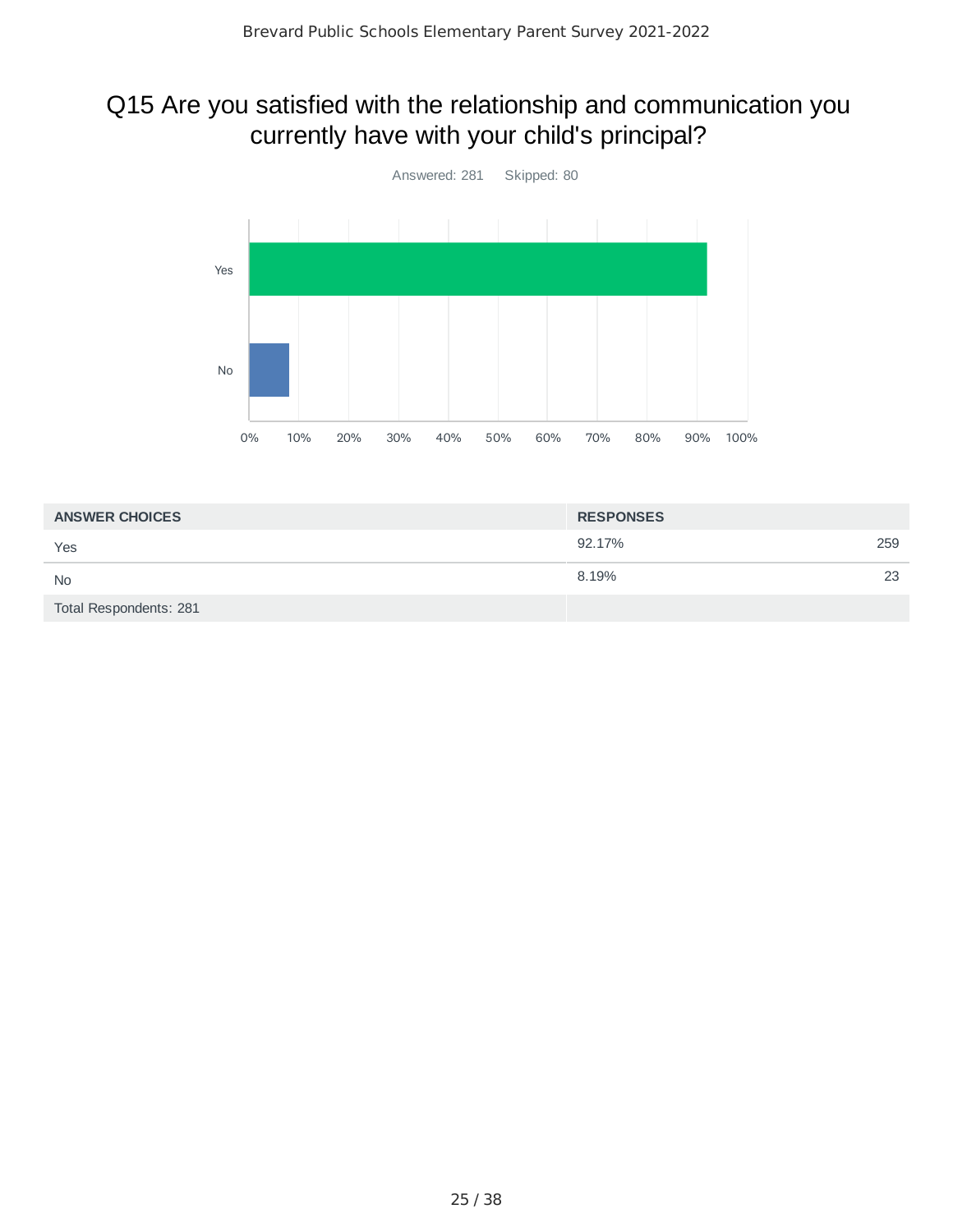## Q15 Are you satisfied with the relationship and communication you currently have with your child's principal?

Answered: 281 Skipped: 80

| ANSWER CHOICES | RESPONSES | |
|---|---|---|
| Yes | 92.17% | 259 |
| No | 8.19% | 23 |
| Total Respondents: 281 | | |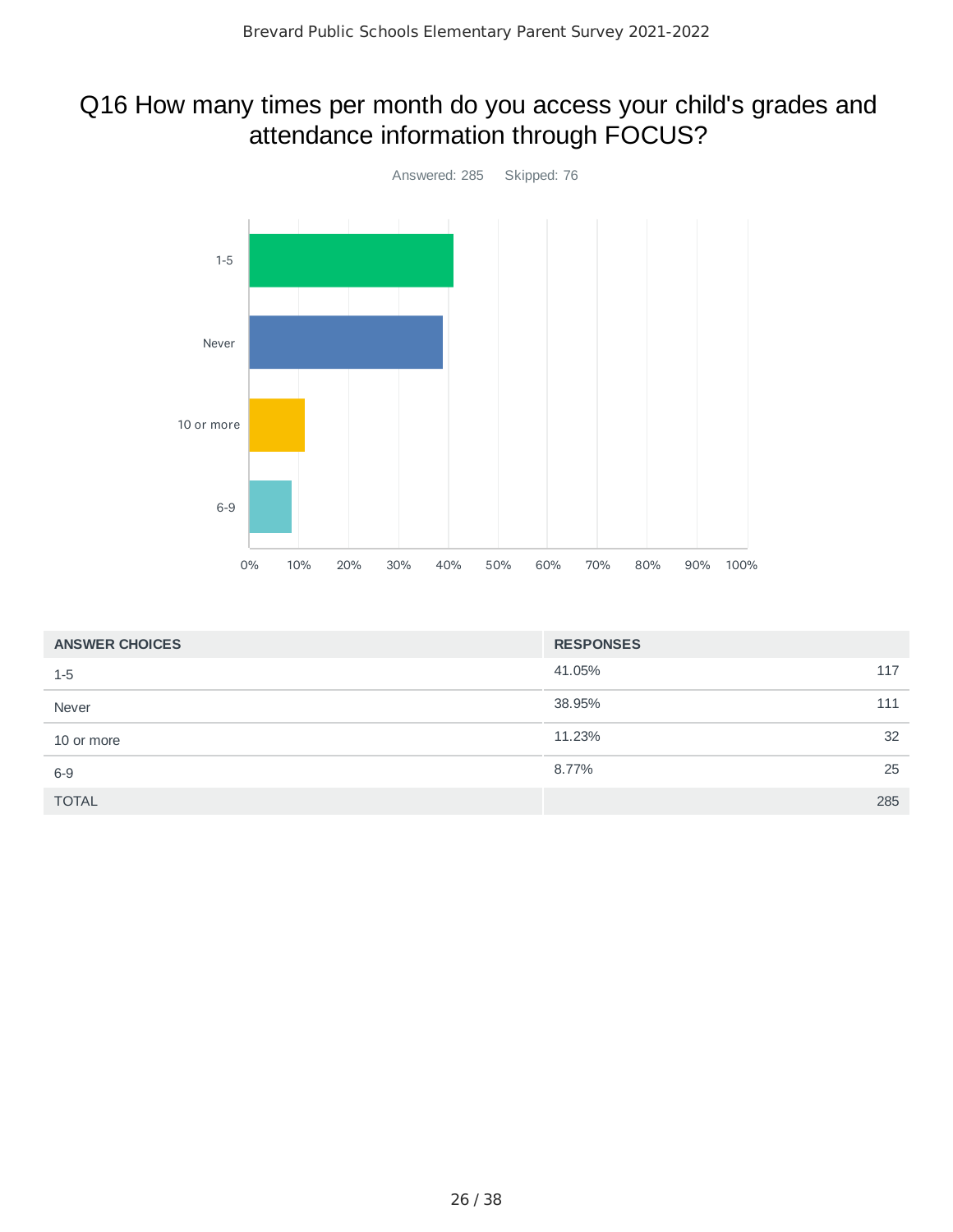# Q16 How many times per month do you access your child's grades and attendance information through FOCUS?

Answered: 285 Skipped: 76

| ANSWER CHOICES | RESPONSES | |
|---|---|---|
| 1-5 | 41.05% | 117 |
| Never | 38.95% | 111 |
| 10 or more | 11.23% | 32 |
| 6-9 | 8.77% | 25 |
| TOTAL | | 285 |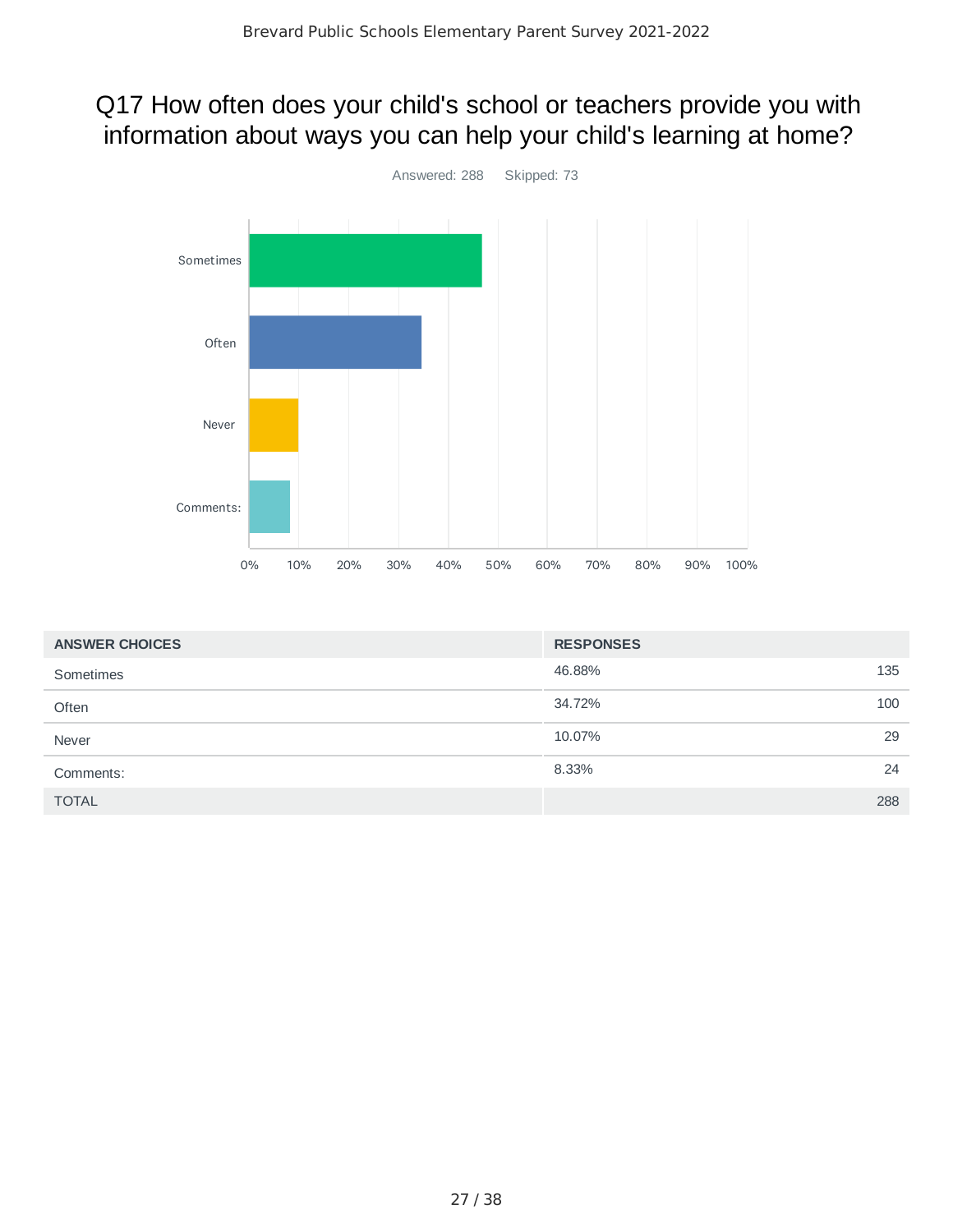# Q17 How often does your child's school or teachers provide you with information about ways you can help your child's learning at home?

Answered: 288 Skipped: 73

| ANSWER CHOICES | RESPONSES | |
|---|---|---|
| Sometimes | 46.88% | 135 |
| Often | 34.72% | 100 |
| Never | 10.07% | 29 |
| Comments: | 8.33% | 24 |
| TOTAL | | 288 |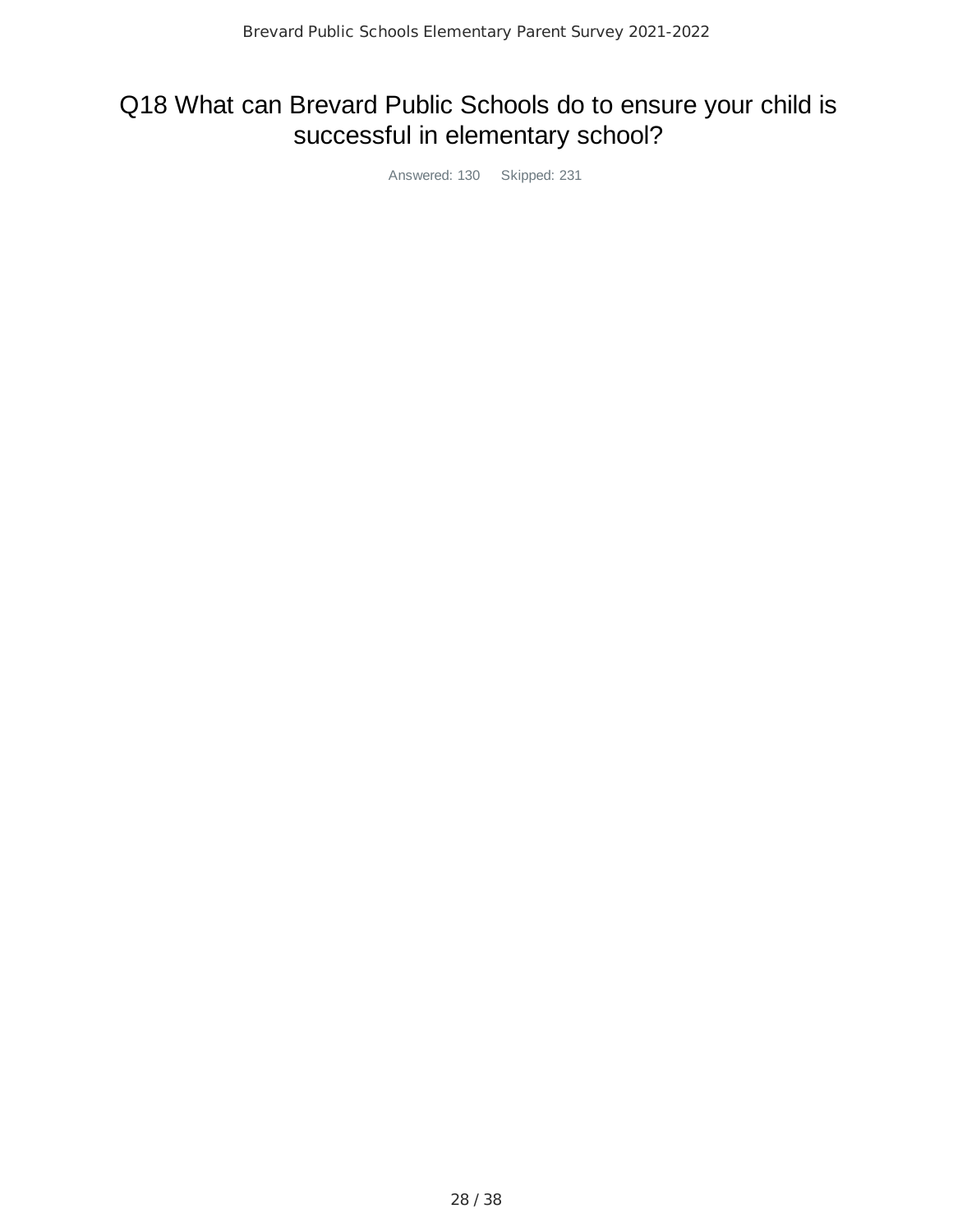# Q18 What can Brevard Public Schools do to ensure your child is successful in elementary school?

Answered: 130    Skipped: 231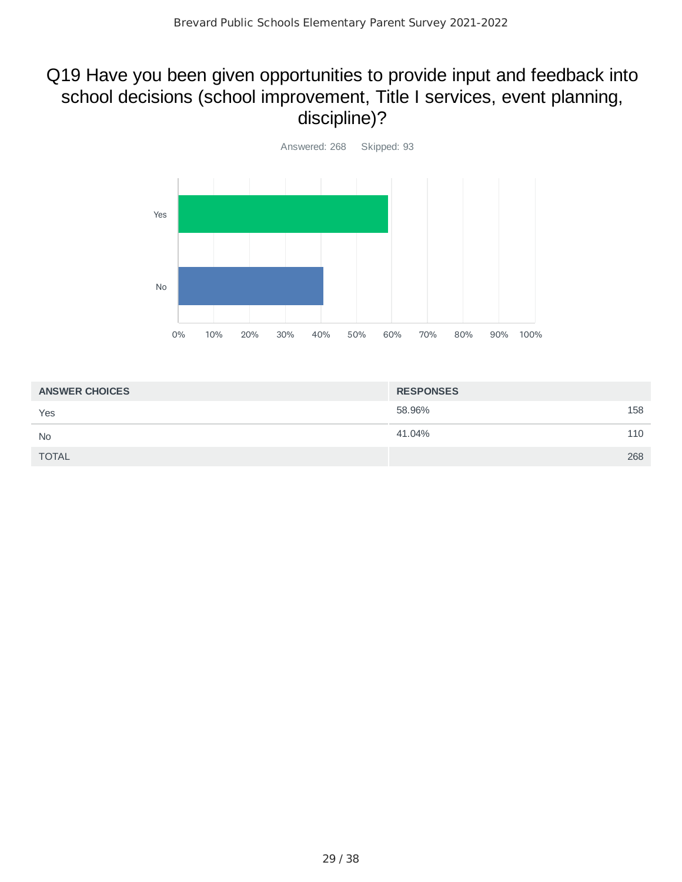# Q19 Have you been given opportunities to provide input and feedback into school decisions (school improvement, Title I services, event planning, discipline)?

Answered: 268    Skipped: 93

| ANSWER CHOICES | RESPONSES | |
|---|---|---|
| Yes | 58.96% | 158 |
| No | 41.04% | 110 |
| TOTAL | | 268 |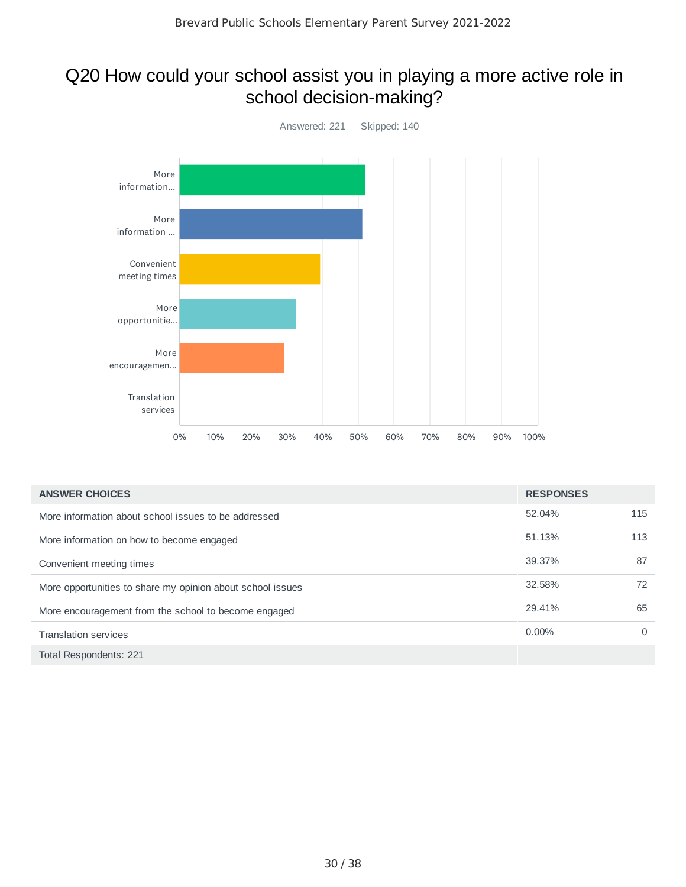# Q20 How could your school assist you in playing a more active role in school decision-making?

Answered: 221 Skipped: 140

| ANSWER CHOICES | RESPONSES | |
|---|---|---|
| More information about school issues to be addressed | 52.04% | 115 |
| More information on how to become engaged | 51.13% | 113 |
| Convenient meeting times | 39.37% | 87 |
| More opportunities to share my opinion about school issues | 32.58% | 72 |
| More encouragement from the school to become engaged | 29.41% | 65 |
| Translation services | 0.00% | 0 |
| Total Respondents: 221 | | |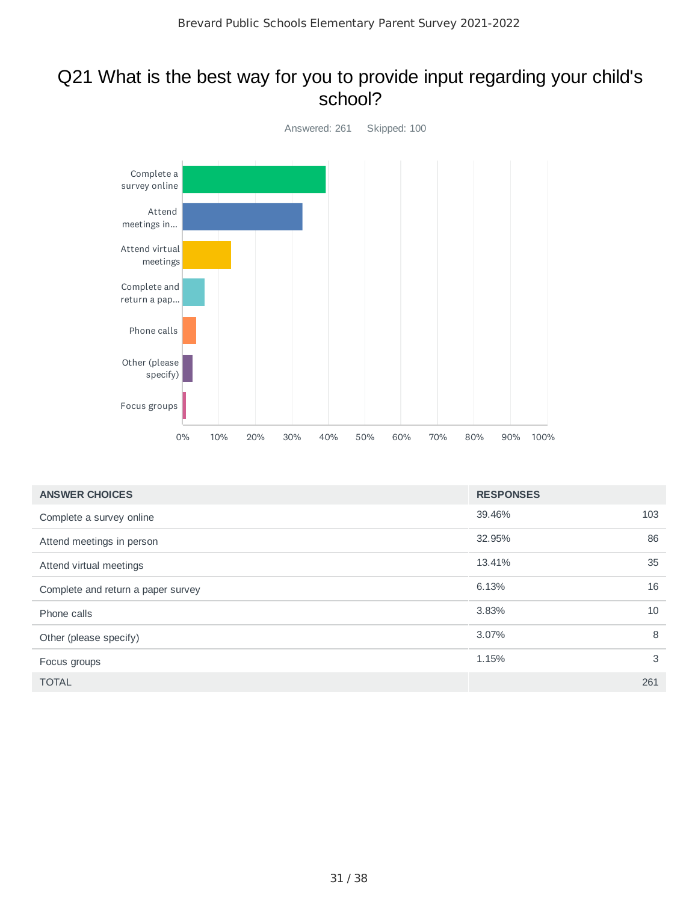# Q21 What is the best way for you to provide input regarding your child's school?

Answered: 261 Skipped: 100

| ANSWER CHOICES | RESPONSES | |
|---|---|---|
| Complete a survey online | 39.46% | 103 |
| Attend meetings in person | 32.95% | 86 |
| Attend virtual meetings | 13.41% | 35 |
| Complete and return a paper survey | 6.13% | 16 |
| Phone calls | 3.83% | 10 |
| Other (please specify) | 3.07% | 8 |
| Focus groups | 1.15% | 3 |
| TOTAL | | 261 |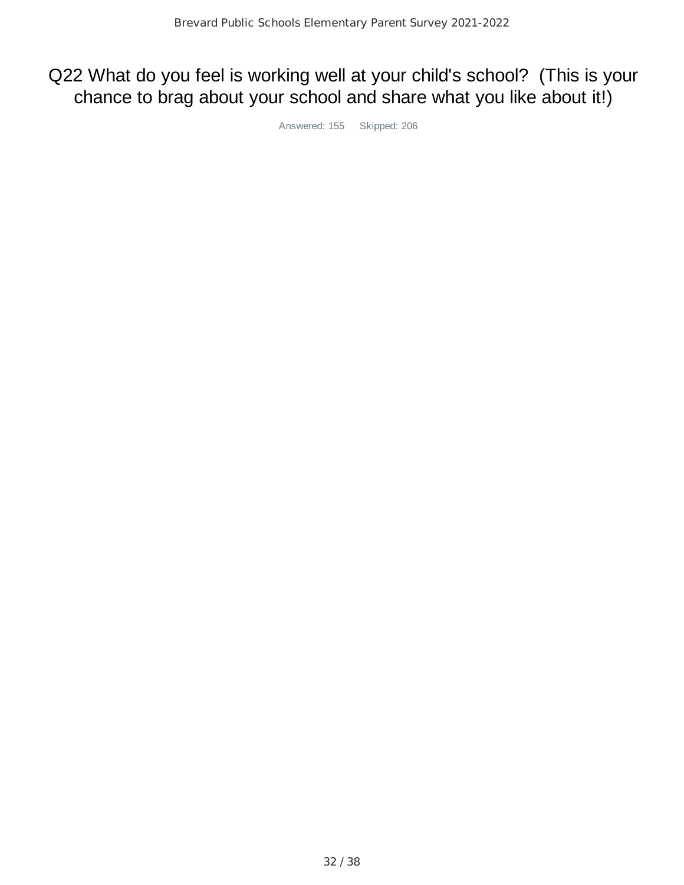# Q22 What do you feel is working well at your child's school? (This is your chance to brag about your school and share what you like about it!)

Answered: 155 Skipped: 206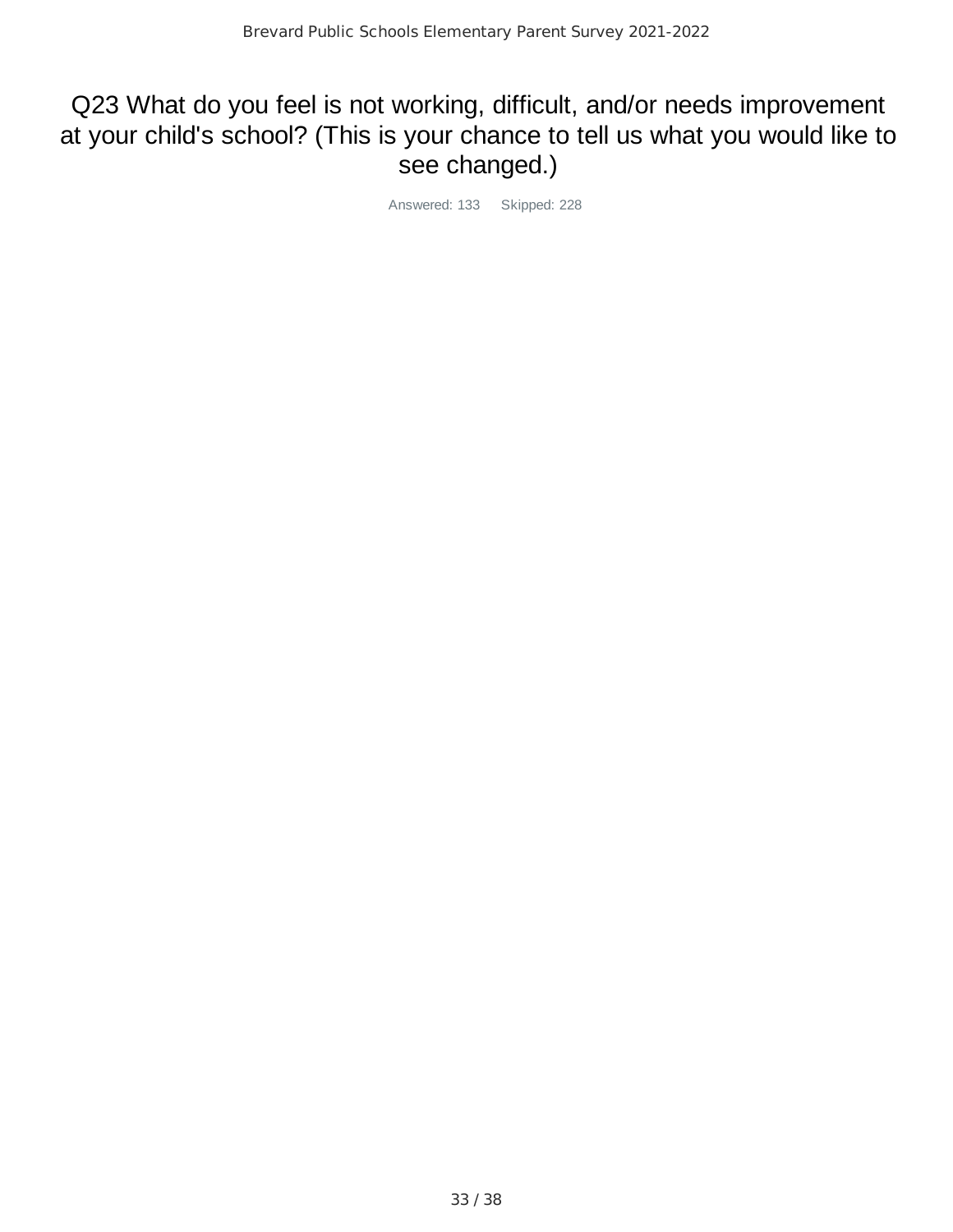# Q23 What do you feel is not working, difficult, and/or needs improvement at your child's school? (This is your chance to tell us what you would like to see changed.)

Answered: 133 Skipped: 228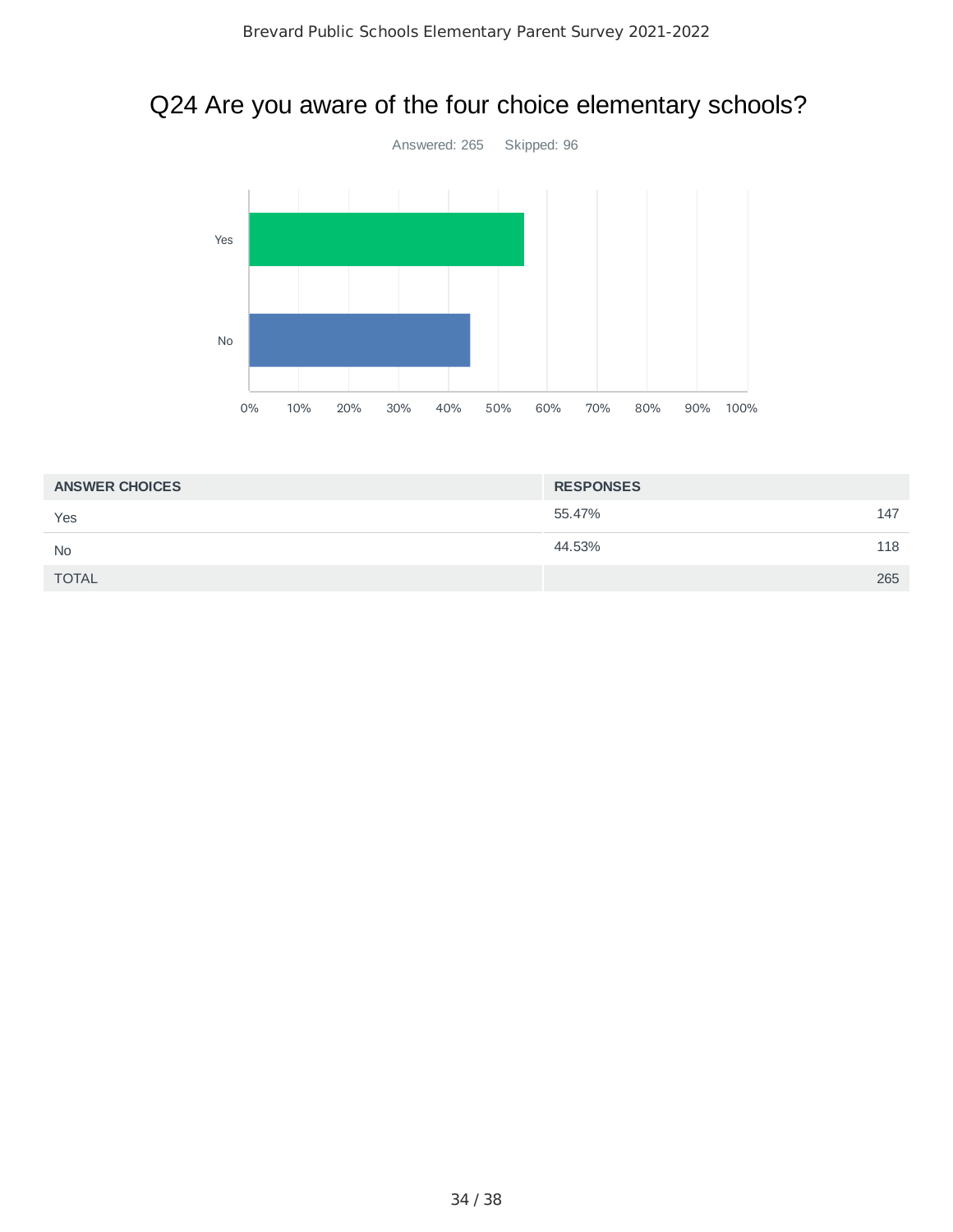# Q24 Are you aware of the four choice elementary schools?

Answered: 265 Skipped: 96

| ANSWER CHOICES | RESPONSES | |
|---|---|---|
| Yes | 55.47% | 147 |
| No | 44.53% | 118 |
| TOTAL | | 265 |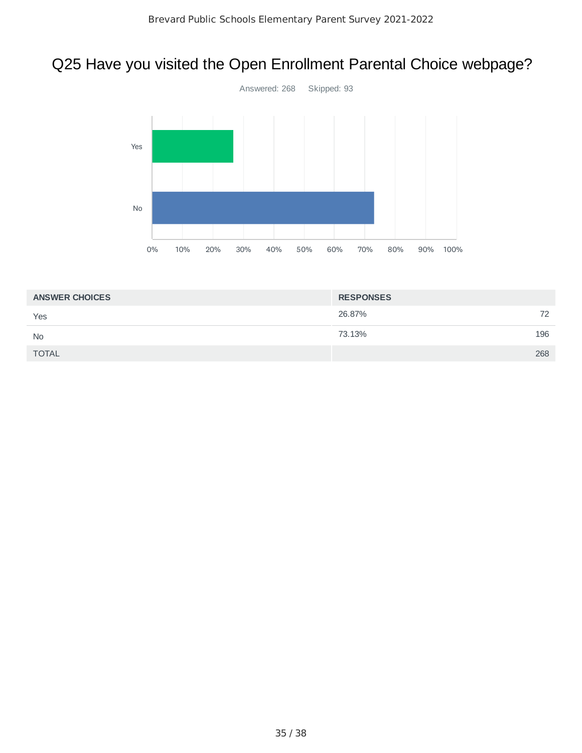# Q25 Have you visited the Open Enrollment Parental Choice webpage?

Answered: 268 Skipped: 93

| ANSWER CHOICES | RESPONSES | |
|---|---|---|
| Yes | 26.87% | 72 |
| No | 73.13% | 196 |
| TOTAL | | 268 |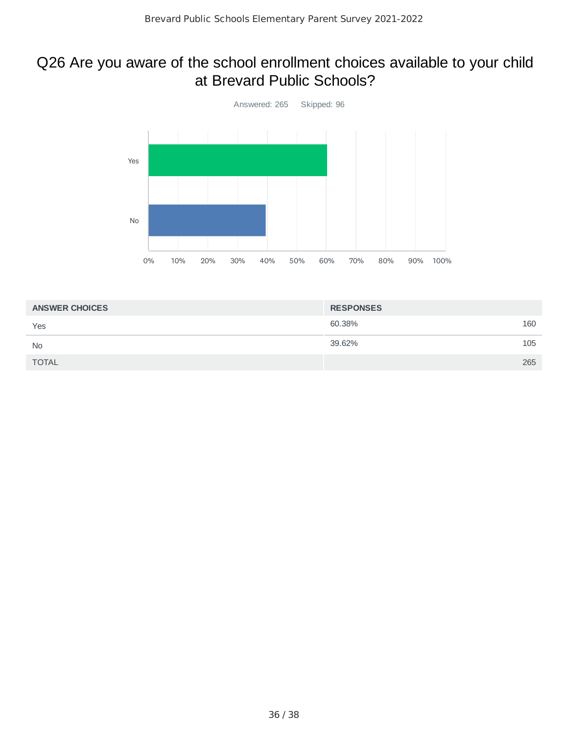# Q26 Are you aware of the school enrollment choices available to your child at Brevard Public Schools?

Answered: 265 Skipped: 96

| ANSWER CHOICES | RESPONSES | |
|---|---|---|
| Yes | 60.38% | 160 |
| No | 39.62% | 105 |
| TOTAL | | 265 |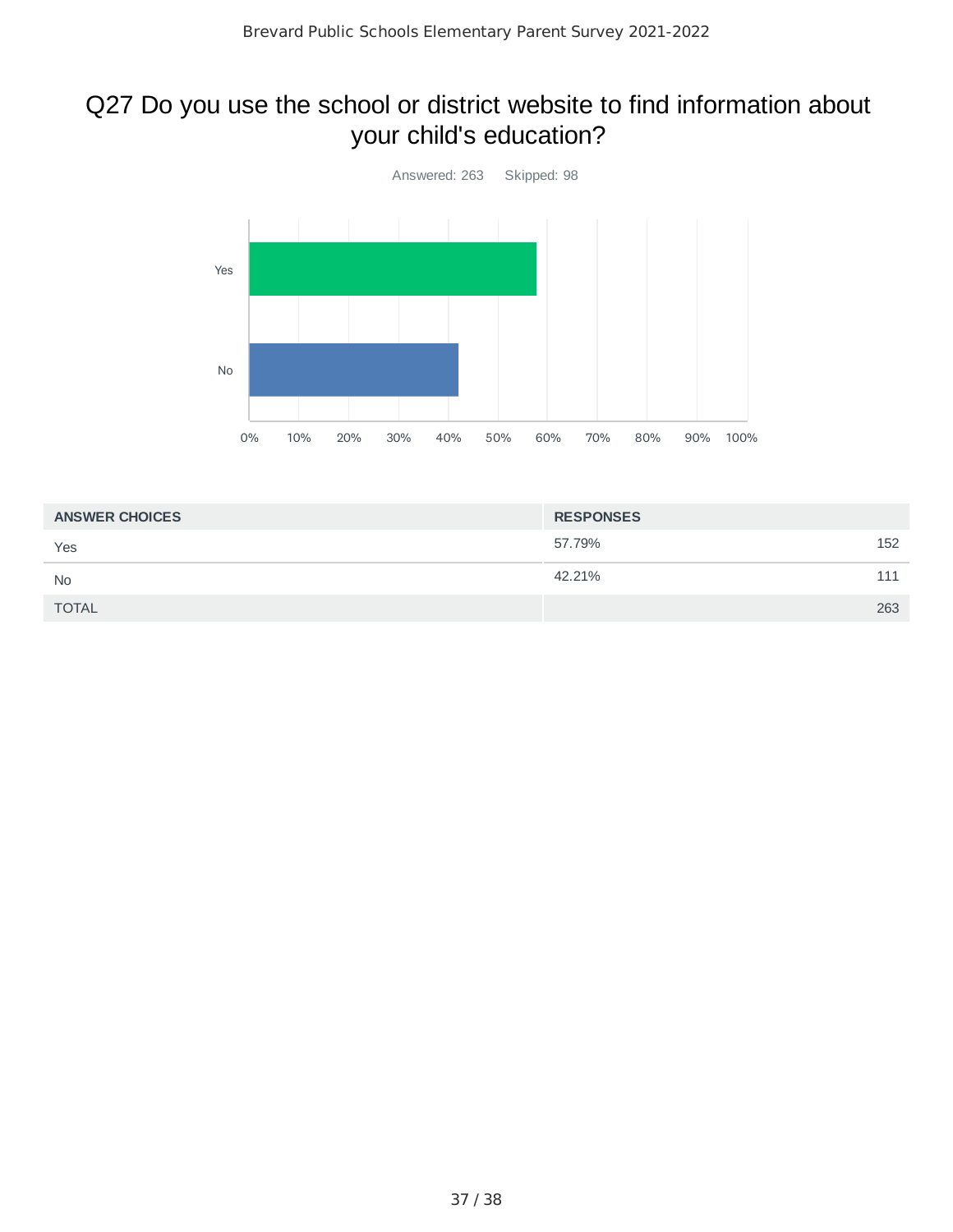## Q27 Do you use the school or district website to find information about your child's education?

Answered: 263 Skipped: 98

| ANSWER CHOICES | RESPONSES | |
|---|---|---|
| Yes | 57.79% | 152 |
| No | 42.21% | 111 |
| TOTAL | | 263 |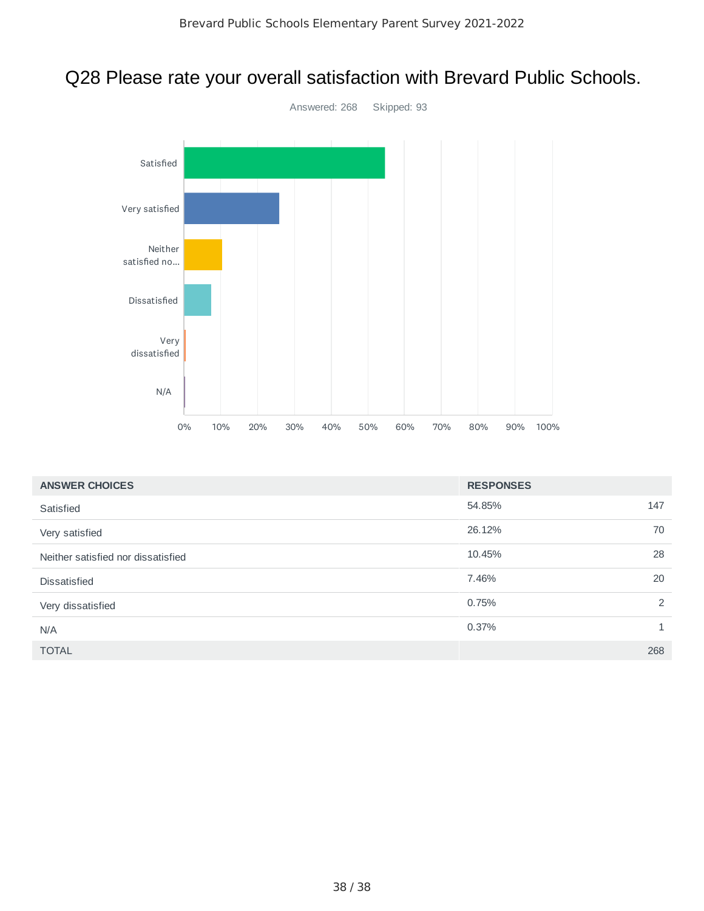# Q28 Please rate your overall satisfaction with Brevard Public Schools.

Answered: 268 Skipped: 93

Satisfied

Very satisfied

Neither satisfied no...

Dissatisfied

Very dissatisfied

N/A

0% 10% 20% 30% 40% 50% 60% 70% 80% 90% 100%

| ANSWER CHOICES | RESPONSES | |
|---|---|---|
| Satisfied | 54.85% | 147 |
| Very satisfied | 26.12% | 70 |
| Neither satisfied nor dissatisfied | 10.45% | 28 |
| Dissatisfied | 7.46% | 20 |
| Very dissatisfied | 0.75% | 2 |
| N/A | 0.37% | 1 |
| TOTAL | | 268 |